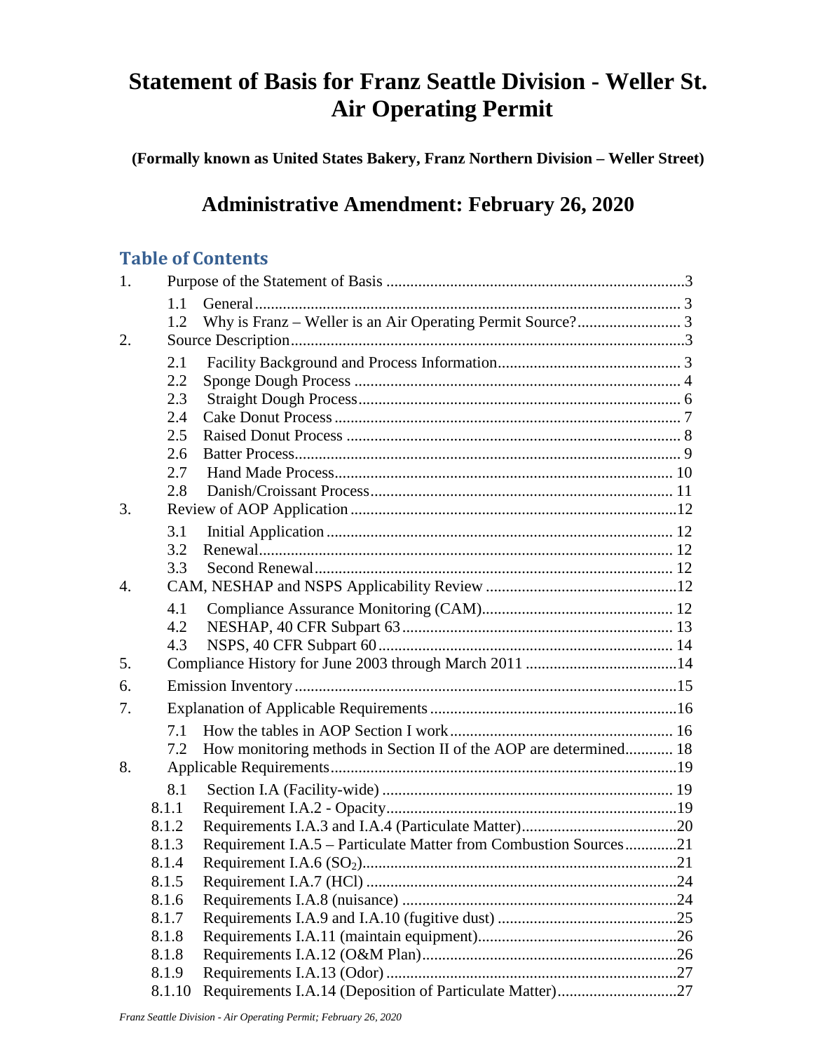# Statement of Basis for Franz Seattle Division - Weller St. Air Operating Permit

**(Formally known as United States Bakery, Franz Northern Division – Weller Street)**

## Administrative Amendment: February 26, 2020

## Table of Contents

1. Purpose of the Statement of Basis ..... 3
   - 1.1 General ..... 3
   - 1.2 Why is Franz – Weller is an Air Operating Permit Source? ..... 3
2. Source Description ..... 3
   - 2.1 Facility Background and Process Information ..... 3
   - 2.2 Sponge Dough Process ..... 4
   - 2.3 Straight Dough Process ..... 6
   - 2.4 Cake Donut Process ..... 7
   - 2.5 Raised Donut Process ..... 8
   - 2.6 Batter Process ..... 9
   - 2.7 Hand Made Process ..... 10
   - 2.8 Danish/Croissant Process ..... 11
3. Review of AOP Application ..... 12
   - 3.1 Initial Application ..... 12
   - 3.2 Renewal ..... 12
   - 3.3 Second Renewal ..... 12
4. CAM, NESHAP and NSPS Applicability Review ..... 12
   - 4.1 Compliance Assurance Monitoring (CAM) ..... 12
   - 4.2 NESHAP, 40 CFR Subpart 63 ..... 13
   - 4.3 NSPS, 40 CFR Subpart 60 ..... 14
5. Compliance History for June 2003 through March 2011 ..... 14
6. Emission Inventory ..... 15
7. Explanation of Applicable Requirements ..... 16
   - 7.1 How the tables in AOP Section I work ..... 16
   - 7.2 How monitoring methods in Section II of the AOP are determined ..... 18
8. Applicable Requirements ..... 19
   - 8.1 Section I.A (Facility-wide) ..... 19
   - 8.1.1 Requirement I.A.2 - Opacity ..... 19
   - 8.1.2 Requirements I.A.3 and I.A.4 (Particulate Matter) ..... 20
   - 8.1.3 Requirement I.A.5 – Particulate Matter from Combustion Sources ..... 21
   - 8.1.4 Requirement I.A.6 ($SO_2$) ..... 21
   - 8.1.5 Requirement I.A.7 (HCl) ..... 24
   - 8.1.6 Requirements I.A.8 (nuisance) ..... 24
   - 8.1.7 Requirements I.A.9 and I.A.10 (fugitive dust) ..... 25
   - 8.1.8 Requirements I.A.11 (maintain equipment) ..... 26
   - 8.1.8 Requirements I.A.12 (O&M Plan) ..... 26
   - 8.1.9 Requirements I.A.13 (Odor) ..... 27
   - 8.1.10 Requirements I.A.14 (Deposition of Particulate Matter) ..... 27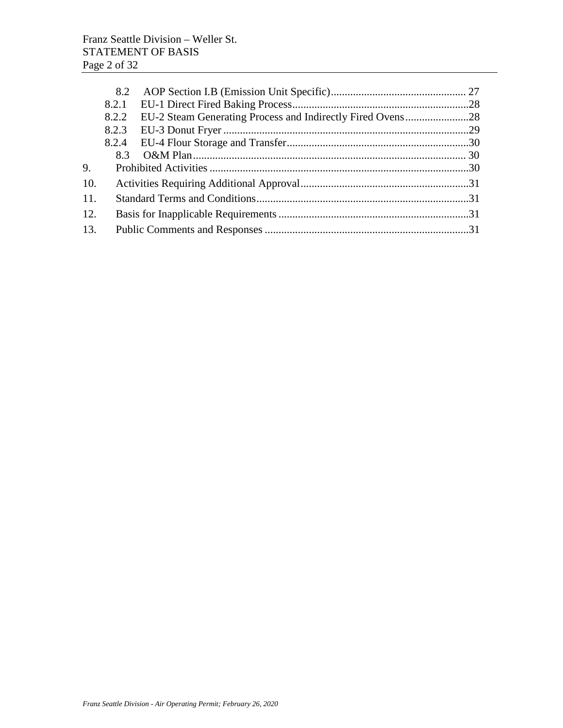8.2 AOP Section I.B (Emission Unit Specific) ........................................ 27

8.2.1 EU-1 Direct Fired Baking Process ........................................ 28

8.2.2 EU-2 Steam Generating Process and Indirectly Fired Ovens ........................................ 28

8.2.3 EU-3 Donut Fryer ........................................ 29

8.2.4 EU-4 Flour Storage and Transfer ........................................ 30

8.3 O&M Plan ........................................ 30

9. Prohibited Activities ........................................ 30

10. Activities Requiring Additional Approval ........................................ 31

11. Standard Terms and Conditions ........................................ 31

12. Basis for Inapplicable Requirements ........................................ 31

13. Public Comments and Responses ........................................ 31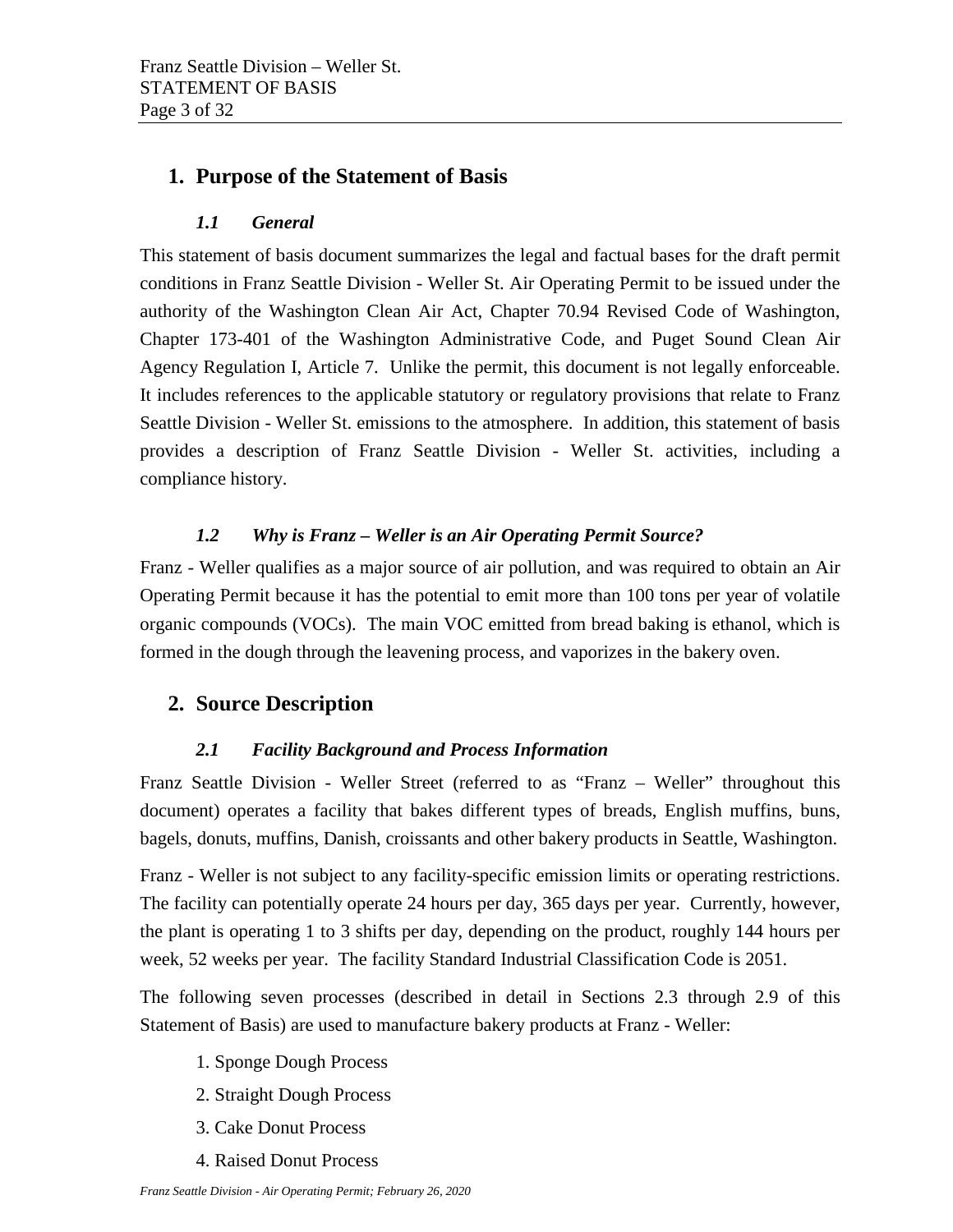# 1. Purpose of the Statement of Basis

## *1.1 General*

This statement of basis document summarizes the legal and factual bases for the draft permit conditions in Franz Seattle Division - Weller St. Air Operating Permit to be issued under the authority of the Washington Clean Air Act, Chapter 70.94 Revised Code of Washington, Chapter 173-401 of the Washington Administrative Code, and Puget Sound Clean Air Agency Regulation I, Article 7. Unlike the permit, this document is not legally enforceable. It includes references to the applicable statutory or regulatory provisions that relate to Franz Seattle Division - Weller St. emissions to the atmosphere. In addition, this statement of basis provides a description of Franz Seattle Division - Weller St. activities, including a compliance history.

## *1.2 Why is Franz – Weller is an Air Operating Permit Source?*

Franz - Weller qualifies as a major source of air pollution, and was required to obtain an Air Operating Permit because it has the potential to emit more than 100 tons per year of volatile organic compounds (VOCs). The main VOC emitted from bread baking is ethanol, which is formed in the dough through the leavening process, and vaporizes in the bakery oven.

# 2. Source Description

## *2.1 Facility Background and Process Information*

Franz Seattle Division - Weller Street (referred to as "Franz – Weller" throughout this document) operates a facility that bakes different types of breads, English muffins, buns, bagels, donuts, muffins, Danish, croissants and other bakery products in Seattle, Washington.

Franz - Weller is not subject to any facility-specific emission limits or operating restrictions. The facility can potentially operate 24 hours per day, 365 days per year. Currently, however, the plant is operating 1 to 3 shifts per day, depending on the product, roughly 144 hours per week, 52 weeks per year. The facility Standard Industrial Classification Code is 2051.

The following seven processes (described in detail in Sections 2.3 through 2.9 of this Statement of Basis) are used to manufacture bakery products at Franz - Weller:

1. Sponge Dough Process
2. Straight Dough Process
3. Cake Donut Process
4. Raised Donut Process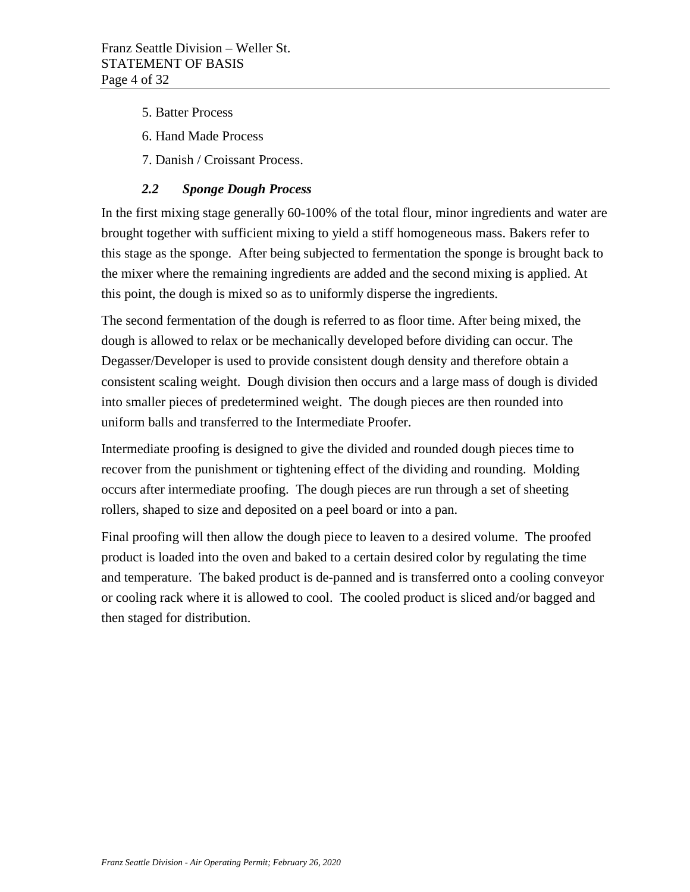5. Batter Process
6. Hand Made Process
7. Danish / Croissant Process.

### *2.2 Sponge Dough Process*

In the first mixing stage generally 60-100% of the total flour, minor ingredients and water are brought together with sufficient mixing to yield a stiff homogeneous mass. Bakers refer to this stage as the sponge. After being subjected to fermentation the sponge is brought back to the mixer where the remaining ingredients are added and the second mixing is applied. At this point, the dough is mixed so as to uniformly disperse the ingredients.

The second fermentation of the dough is referred to as floor time. After being mixed, the dough is allowed to relax or be mechanically developed before dividing can occur. The Degasser/Developer is used to provide consistent dough density and therefore obtain a consistent scaling weight. Dough division then occurs and a large mass of dough is divided into smaller pieces of predetermined weight. The dough pieces are then rounded into uniform balls and transferred to the Intermediate Proofer.

Intermediate proofing is designed to give the divided and rounded dough pieces time to recover from the punishment or tightening effect of the dividing and rounding. Molding occurs after intermediate proofing. The dough pieces are run through a set of sheeting rollers, shaped to size and deposited on a peel board or into a pan.

Final proofing will then allow the dough piece to leaven to a desired volume. The proofed product is loaded into the oven and baked to a certain desired color by regulating the time and temperature. The baked product is de-panned and is transferred onto a cooling conveyor or cooling rack where it is allowed to cool. The cooled product is sliced and/or bagged and then staged for distribution.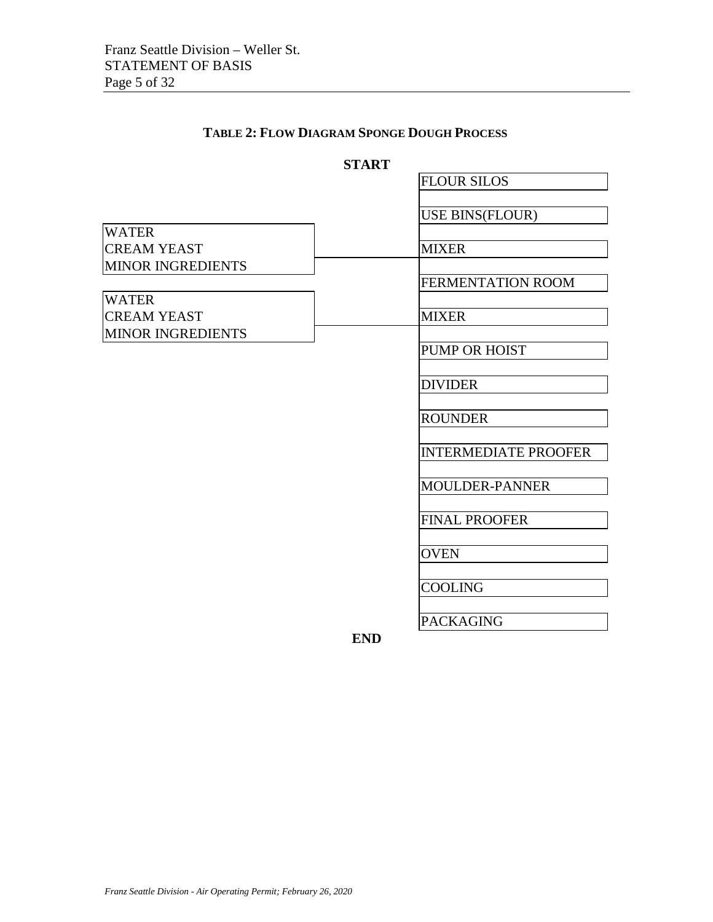**TABLE 2: FLOW DIAGRAM SPONGE DOUGH PROCESS**

**START**

| Additional Inputs | Process Step |
|---|---|
| | FLOUR SILOS |
| | USE BINS(FLOUR) |
| WATER<br>CREAM YEAST<br>MINOR INGREDIENTS | MIXER |
| | FERMENTATION ROOM |
| WATER<br>CREAM YEAST<br>MINOR INGREDIENTS | MIXER |
| | PUMP OR HOIST |
| | DIVIDER |
| | ROUNDER |
| | INTERMEDIATE PROOFER |
| | MOULDER-PANNER |
| | FINAL PROOFER |
| | OVEN |
| | COOLING |
| | PACKAGING |

**END**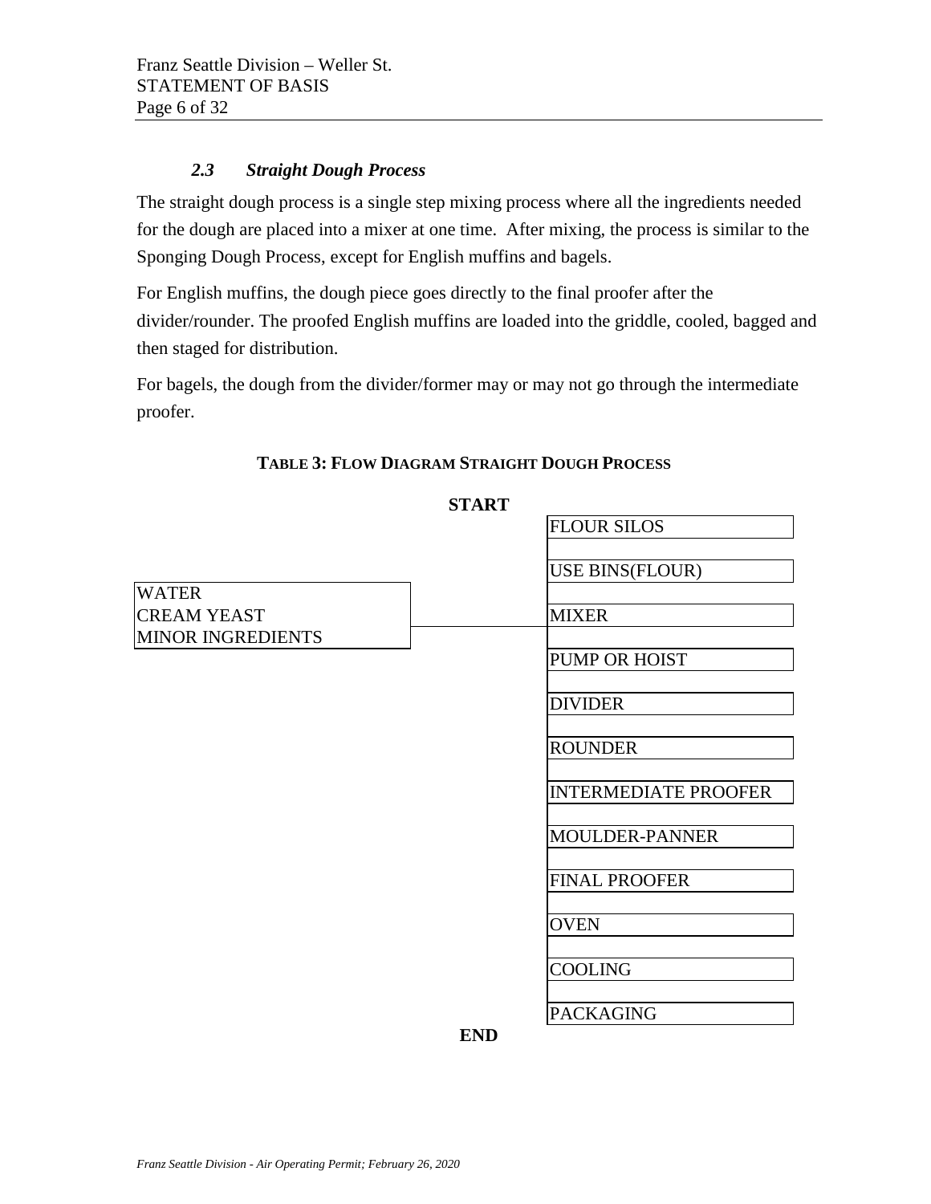### *2.3 Straight Dough Process*

The straight dough process is a single step mixing process where all the ingredients needed for the dough are placed into a mixer at one time. After mixing, the process is similar to the Sponging Dough Process, except for English muffins and bagels.

For English muffins, the dough piece goes directly to the final proofer after the divider/rounder. The proofed English muffins are loaded into the griddle, cooled, bagged and then staged for distribution.

For bagels, the dough from the divider/former may or may not go through the intermediate proofer.

**TABLE 3: FLOW DIAGRAM STRAIGHT DOUGH PROCESS**

**START**

| Additional Inputs | Process Step |
|---|---|
| | FLOUR SILOS |
| | USE BINS(FLOUR) |
| WATER<br>CREAM YEAST<br>MINOR INGREDIENTS | MIXER |
| | PUMP OR HOIST |
| | DIVIDER |
| | ROUNDER |
| | INTERMEDIATE PROOFER |
| | MOULDER-PANNER |
| | FINAL PROOFER |
| | OVEN |
| | COOLING |
| | PACKAGING |

**END**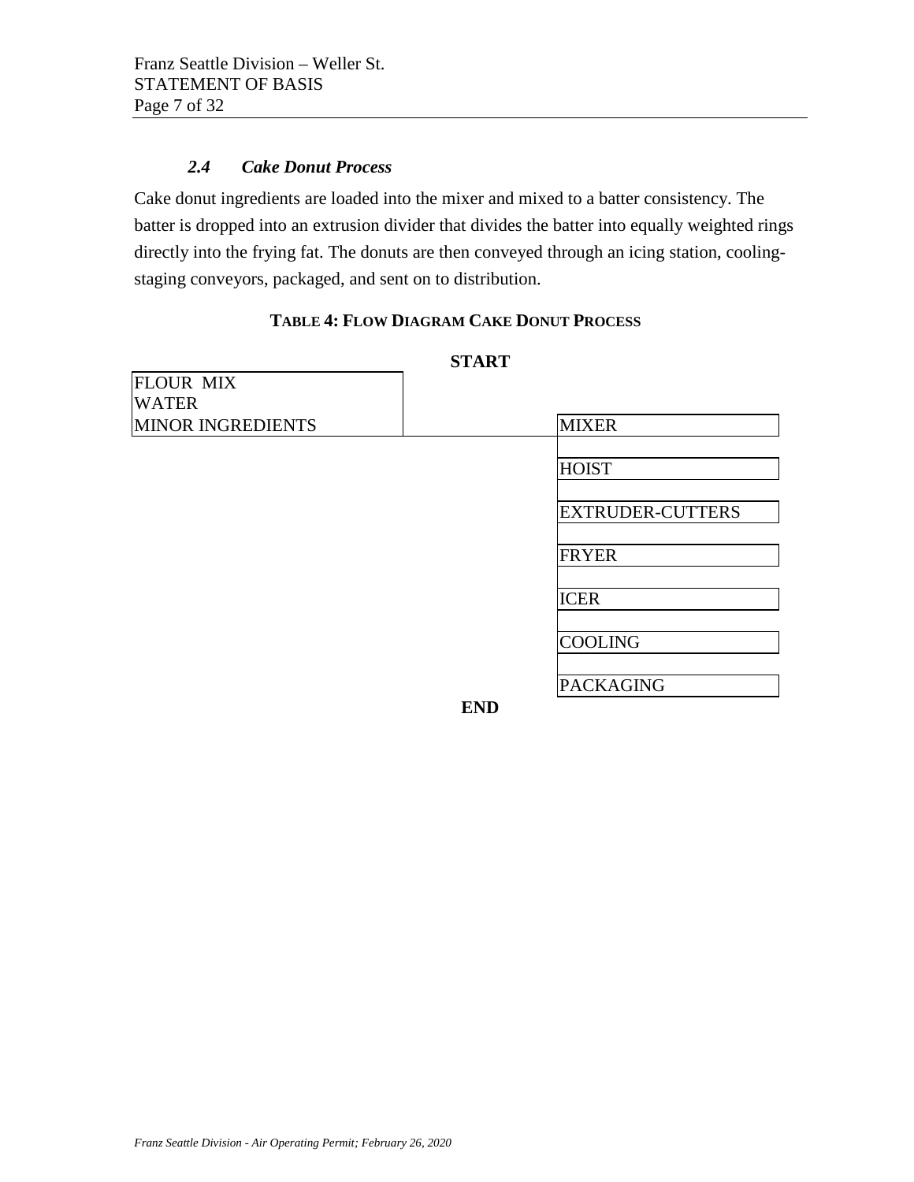### *2.4 Cake Donut Process*

Cake donut ingredients are loaded into the mixer and mixed to a batter consistency. The batter is dropped into an extrusion divider that divides the batter into equally weighted rings directly into the frying fat. The donuts are then conveyed through an icing station, cooling-staging conveyors, packaged, and sent on to distribution.

**TABLE 4: FLOW DIAGRAM CAKE DONUT PROCESS**

| | START | |
|---|---|---|
| FLOUR MIX<br>WATER<br>MINOR INGREDIENTS | | MIXER |
| | | HOIST |
| | | EXTRUDER-CUTTERS |
| | | FRYER |
| | | ICER |
| | | COOLING |
| | | PACKAGING |
| | END | |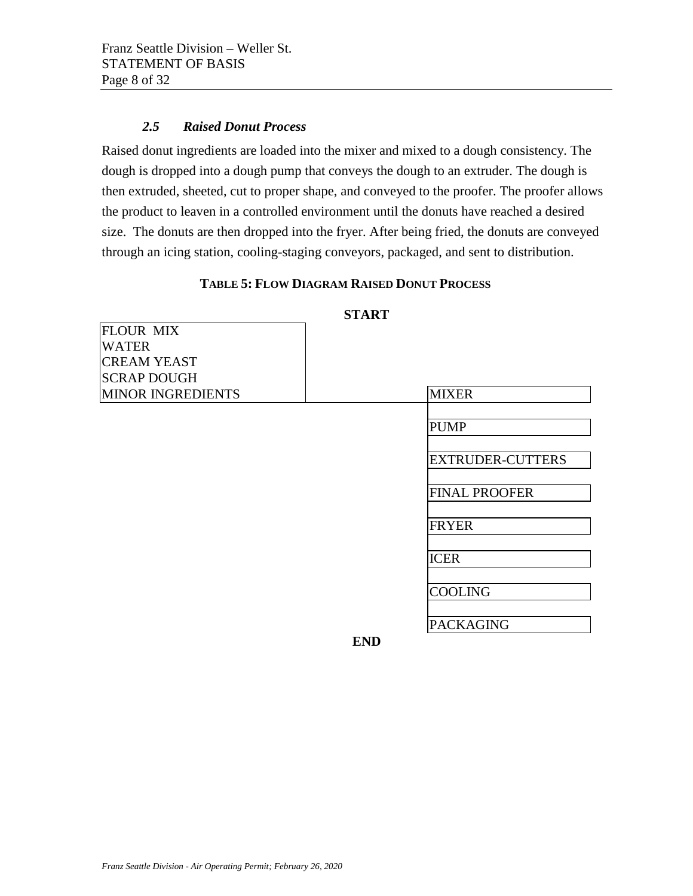### *2.5 Raised Donut Process*

Raised donut ingredients are loaded into the mixer and mixed to a dough consistency. The dough is dropped into a dough pump that conveys the dough to an extruder. The dough is then extruded, sheeted, cut to proper shape, and conveyed to the proofer. The proofer allows the product to leaven in a controlled environment until the donuts have reached a desired size. The donuts are then dropped into the fryer. After being fried, the donuts are conveyed through an icing station, cooling-staging conveyors, packaged, and sent to distribution.

**TABLE 5: FLOW DIAGRAM RAISED DONUT PROCESS**

**START**

| Ingredients | Process Step |
|---|---|
| FLOUR MIX<br>WATER<br>CREAM YEAST<br>SCRAP DOUGH<br>MINOR INGREDIENTS | MIXER |
| | PUMP |
| | EXTRUDER-CUTTERS |
| | FINAL PROOFER |
| | FRYER |
| | ICER |
| | COOLING |
| | PACKAGING |

**END**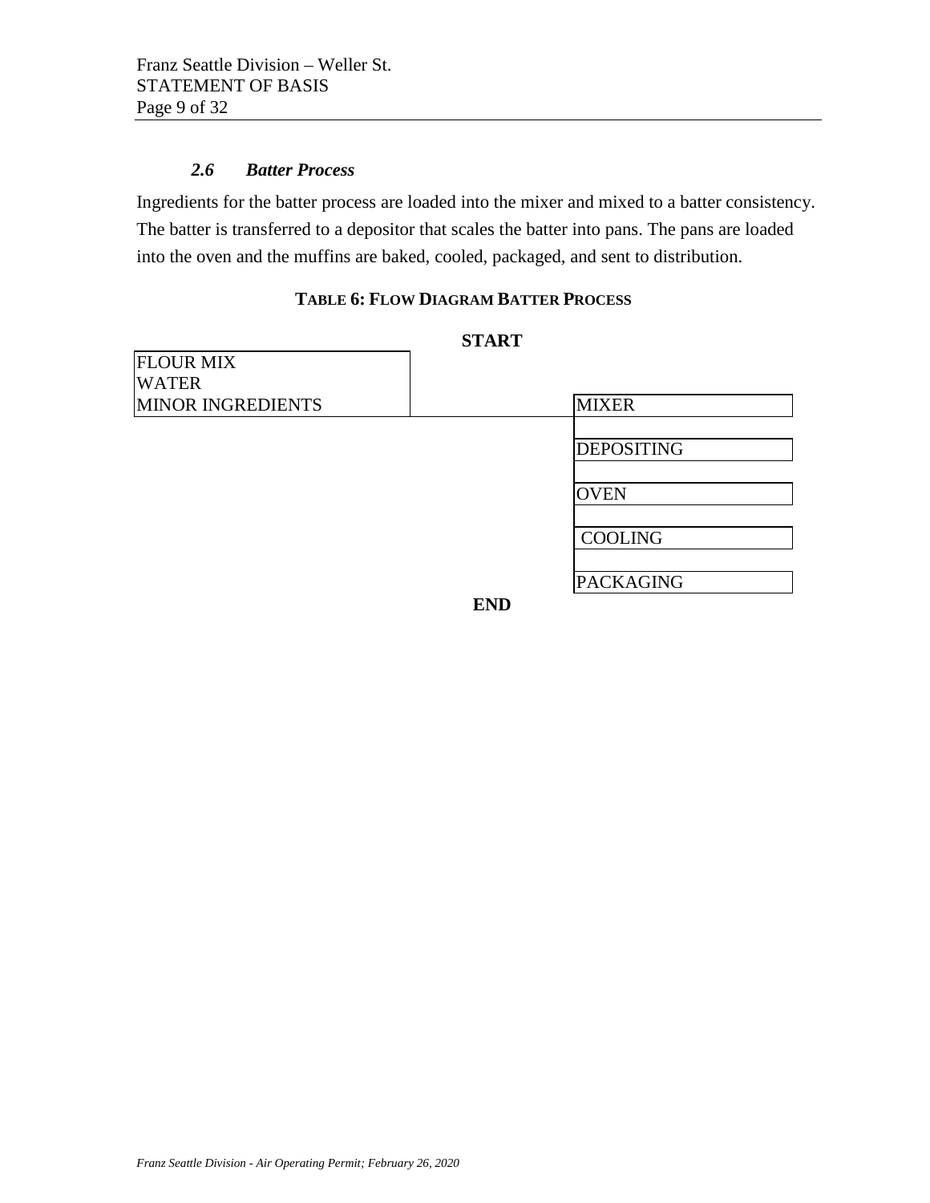### *2.6 Batter Process*

Ingredients for the batter process are loaded into the mixer and mixed to a batter consistency. The batter is transferred to a depositor that scales the batter into pans. The pans are loaded into the oven and the muffins are baked, cooled, packaged, and sent to distribution.

**TABLE 6: FLOW DIAGRAM BATTER PROCESS**

**START**

| | |
|---|---|
| FLOUR MIX<br>WATER<br>MINOR INGREDIENTS | MIXER |
| | DEPOSITING |
| | OVEN |
| | COOLING |
| | PACKAGING |

**END**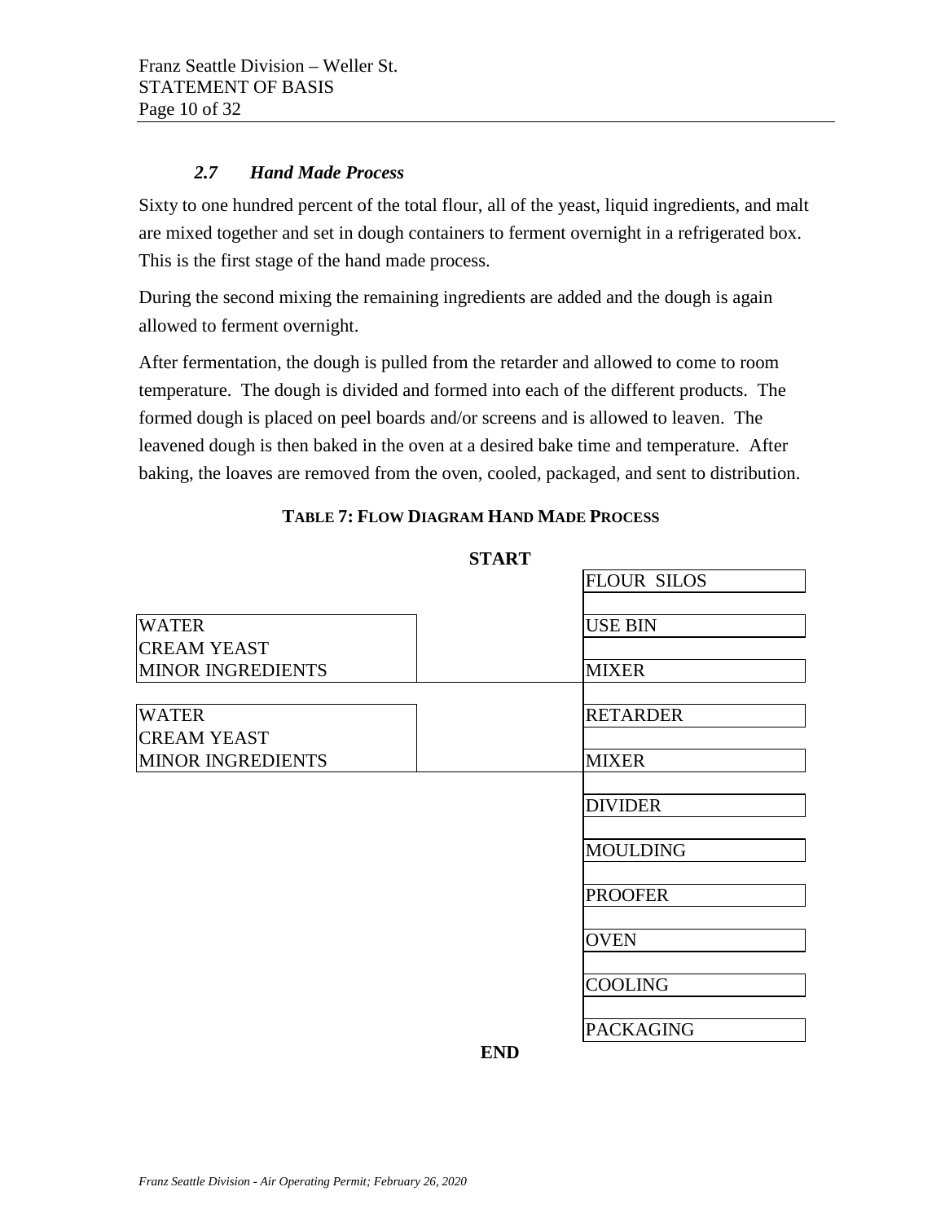### 2.7 Hand Made Process

Sixty to one hundred percent of the total flour, all of the yeast, liquid ingredients, and malt are mixed together and set in dough containers to ferment overnight in a refrigerated box. This is the first stage of the hand made process.

During the second mixing the remaining ingredients are added and the dough is again allowed to ferment overnight.

After fermentation, the dough is pulled from the retarder and allowed to come to room temperature. The dough is divided and formed into each of the different products. The formed dough is placed on peel boards and/or screens and is allowed to leaven. The leavened dough is then baked in the oven at a desired bake time and temperature. After baking, the loaves are removed from the oven, cooled, packaged, and sent to distribution.

**TABLE 7: FLOW DIAGRAM HAND MADE PROCESS**

**START**

| | |
|---|---|
| | FLOUR SILOS |
| | USE BIN |
| WATER<br>CREAM YEAST<br>MINOR INGREDIENTS | MIXER |
| | RETARDER |
| WATER<br>CREAM YEAST<br>MINOR INGREDIENTS | MIXER |
| | DIVIDER |
| | MOULDING |
| | PROOFER |
| | OVEN |
| | COOLING |
| | PACKAGING |

**END**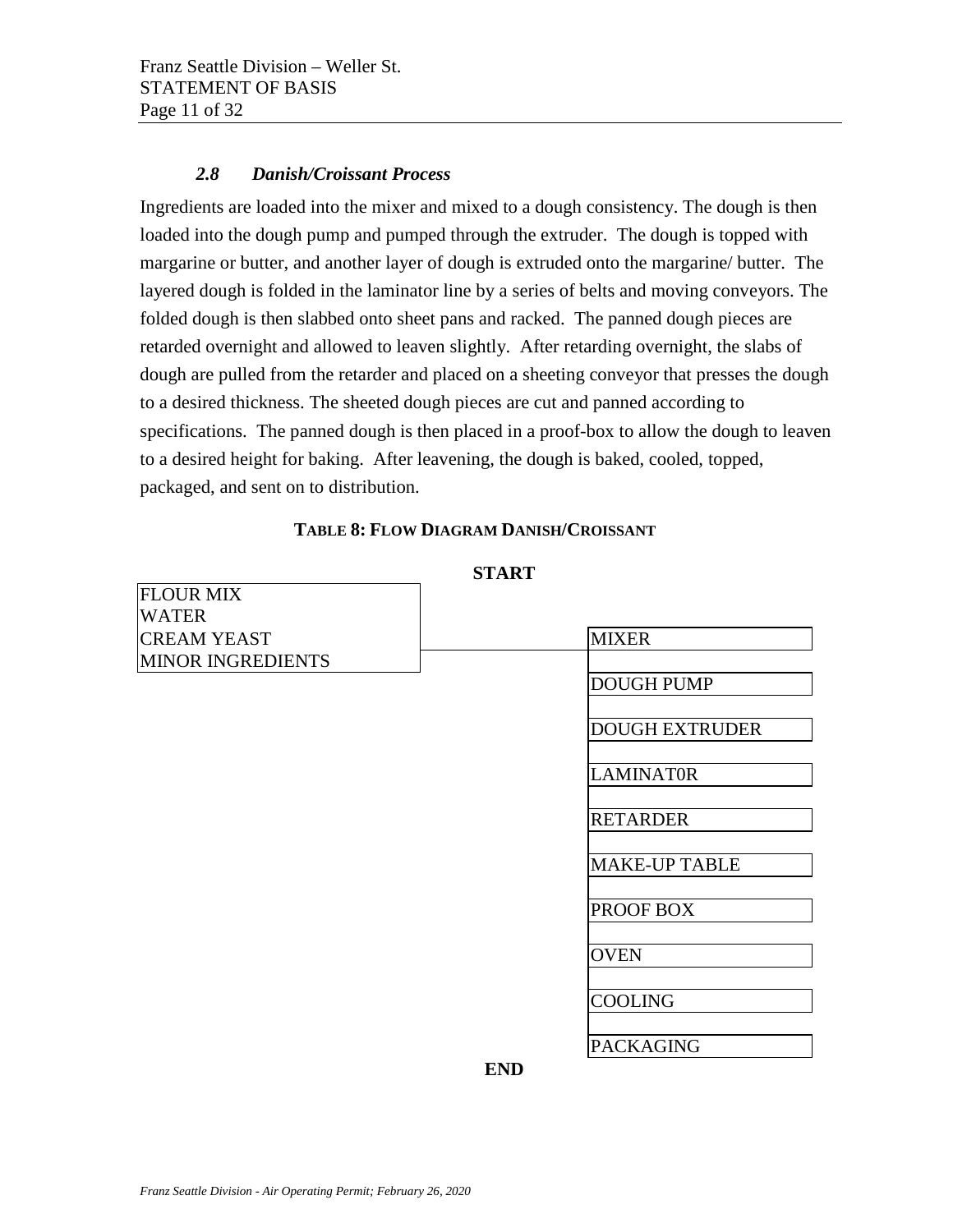### *2.8 Danish/Croissant Process*

Ingredients are loaded into the mixer and mixed to a dough consistency. The dough is then loaded into the dough pump and pumped through the extruder. The dough is topped with margarine or butter, and another layer of dough is extruded onto the margarine/ butter. The layered dough is folded in the laminator line by a series of belts and moving conveyors. The folded dough is then slabbed onto sheet pans and racked. The panned dough pieces are retarded overnight and allowed to leaven slightly. After retarding overnight, the slabs of dough are pulled from the retarder and placed on a sheeting conveyor that presses the dough to a desired thickness. The sheeted dough pieces are cut and panned according to specifications. The panned dough is then placed in a proof-box to allow the dough to leaven to a desired height for baking. After leavening, the dough is baked, cooled, topped, packaged, and sent on to distribution.

**TABLE 8: FLOW DIAGRAM DANISH/CROISSANT**

**START**

| Inputs | Process |
|---|---|
| FLOUR MIX<br>WATER<br>CREAM YEAST<br>MINOR INGREDIENTS | MIXER |
| | DOUGH PUMP |
| | DOUGH EXTRUDER |
| | LAMINAT0R |
| | RETARDER |
| | MAKE-UP TABLE |
| | PROOF BOX |
| | OVEN |
| | COOLING |
| | PACKAGING |

**END**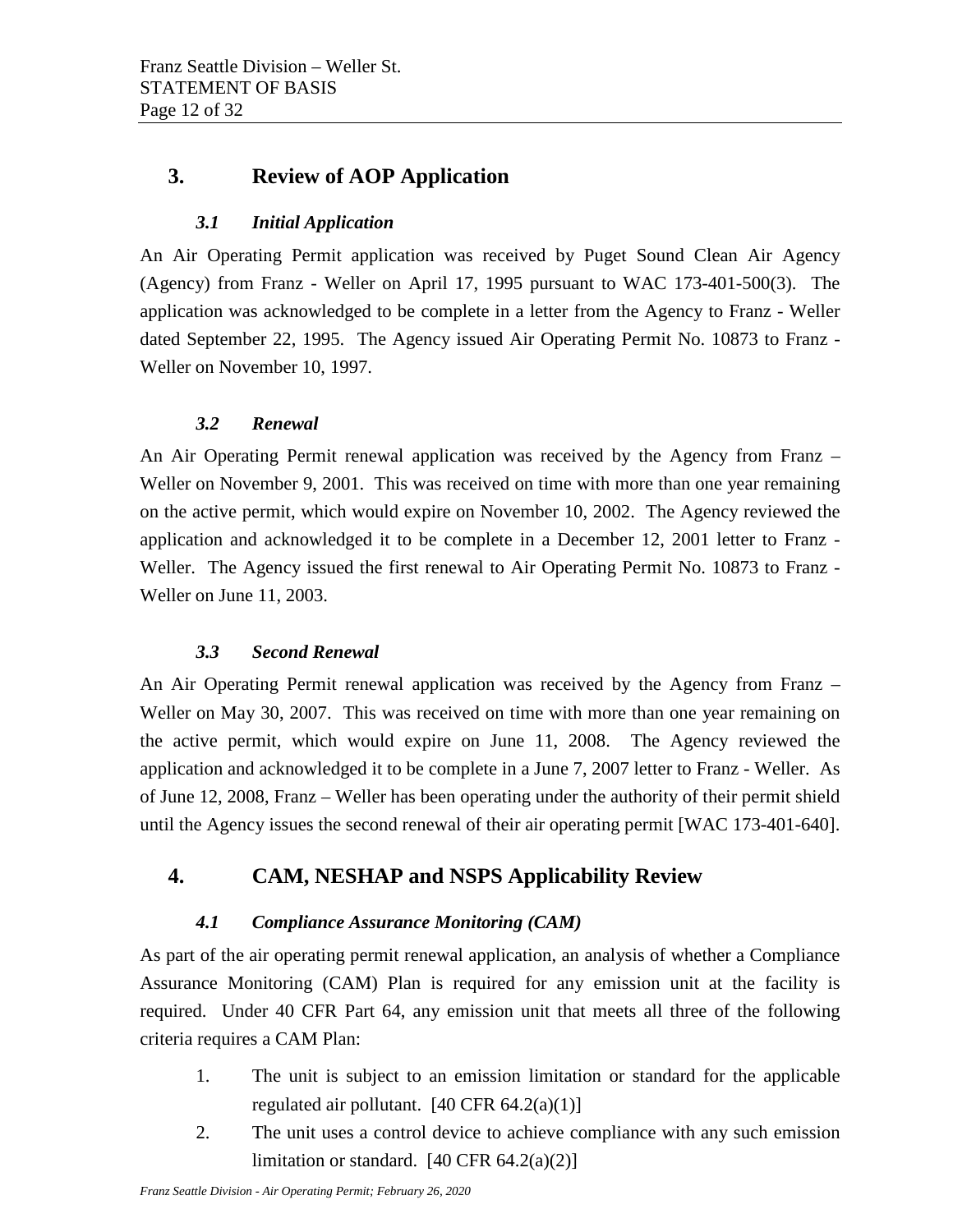## 3. Review of AOP Application

### *3.1 Initial Application*

An Air Operating Permit application was received by Puget Sound Clean Air Agency (Agency) from Franz - Weller on April 17, 1995 pursuant to WAC 173-401-500(3). The application was acknowledged to be complete in a letter from the Agency to Franz - Weller dated September 22, 1995. The Agency issued Air Operating Permit No. 10873 to Franz - Weller on November 10, 1997.

### *3.2 Renewal*

An Air Operating Permit renewal application was received by the Agency from Franz – Weller on November 9, 2001. This was received on time with more than one year remaining on the active permit, which would expire on November 10, 2002. The Agency reviewed the application and acknowledged it to be complete in a December 12, 2001 letter to Franz - Weller. The Agency issued the first renewal to Air Operating Permit No. 10873 to Franz - Weller on June 11, 2003.

### *3.3 Second Renewal*

An Air Operating Permit renewal application was received by the Agency from Franz – Weller on May 30, 2007. This was received on time with more than one year remaining on the active permit, which would expire on June 11, 2008. The Agency reviewed the application and acknowledged it to be complete in a June 7, 2007 letter to Franz - Weller. As of June 12, 2008, Franz – Weller has been operating under the authority of their permit shield until the Agency issues the second renewal of their air operating permit [WAC 173-401-640].

## 4. CAM, NESHAP and NSPS Applicability Review

### *4.1 Compliance Assurance Monitoring (CAM)*

As part of the air operating permit renewal application, an analysis of whether a Compliance Assurance Monitoring (CAM) Plan is required for any emission unit at the facility is required. Under 40 CFR Part 64, any emission unit that meets all three of the following criteria requires a CAM Plan:

1. The unit is subject to an emission limitation or standard for the applicable regulated air pollutant. [40 CFR 64.2(a)(1)]
2. The unit uses a control device to achieve compliance with any such emission limitation or standard. [40 CFR 64.2(a)(2)]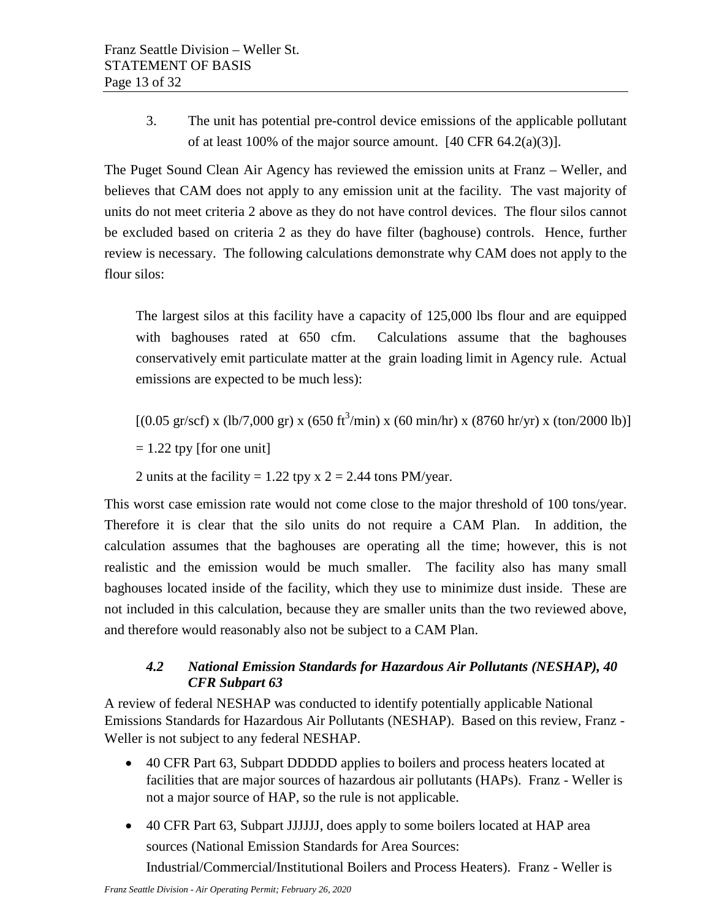3. The unit has potential pre-control device emissions of the applicable pollutant of at least 100% of the major source amount. [40 CFR 64.2(a)(3)].

The Puget Sound Clean Air Agency has reviewed the emission units at Franz – Weller, and believes that CAM does not apply to any emission unit at the facility. The vast majority of units do not meet criteria 2 above as they do not have control devices. The flour silos cannot be excluded based on criteria 2 as they do have filter (baghouse) controls. Hence, further review is necessary. The following calculations demonstrate why CAM does not apply to the flour silos:

> The largest silos at this facility have a capacity of 125,000 lbs flour and are equipped with baghouses rated at 650 cfm. Calculations assume that the baghouses conservatively emit particulate matter at the grain loading limit in Agency rule. Actual emissions are expected to be much less):
>
> [(0.05 gr/scf) x (lb/7,000 gr) x (650 $ft^3$/min) x (60 min/hr) x (8760 hr/yr) x (ton/2000 lb)]
>
> = 1.22 tpy [for one unit]
>
> 2 units at the facility = 1.22 tpy x 2 = 2.44 tons PM/year.

This worst case emission rate would not come close to the major threshold of 100 tons/year. Therefore it is clear that the silo units do not require a CAM Plan. In addition, the calculation assumes that the baghouses are operating all the time; however, this is not realistic and the emission would be much smaller. The facility also has many small baghouses located inside of the facility, which they use to minimize dust inside. These are not included in this calculation, because they are smaller units than the two reviewed above, and therefore would reasonably also not be subject to a CAM Plan.

### *4.2 National Emission Standards for Hazardous Air Pollutants (NESHAP), 40 CFR Subpart 63*

A review of federal NESHAP was conducted to identify potentially applicable National Emissions Standards for Hazardous Air Pollutants (NESHAP). Based on this review, Franz - Weller is not subject to any federal NESHAP.

- 40 CFR Part 63, Subpart DDDDD applies to boilers and process heaters located at facilities that are major sources of hazardous air pollutants (HAPs). Franz - Weller is not a major source of HAP, so the rule is not applicable.
- 40 CFR Part 63, Subpart JJJJJJ, does apply to some boilers located at HAP area sources (National Emission Standards for Area Sources: Industrial/Commercial/Institutional Boilers and Process Heaters). Franz - Weller is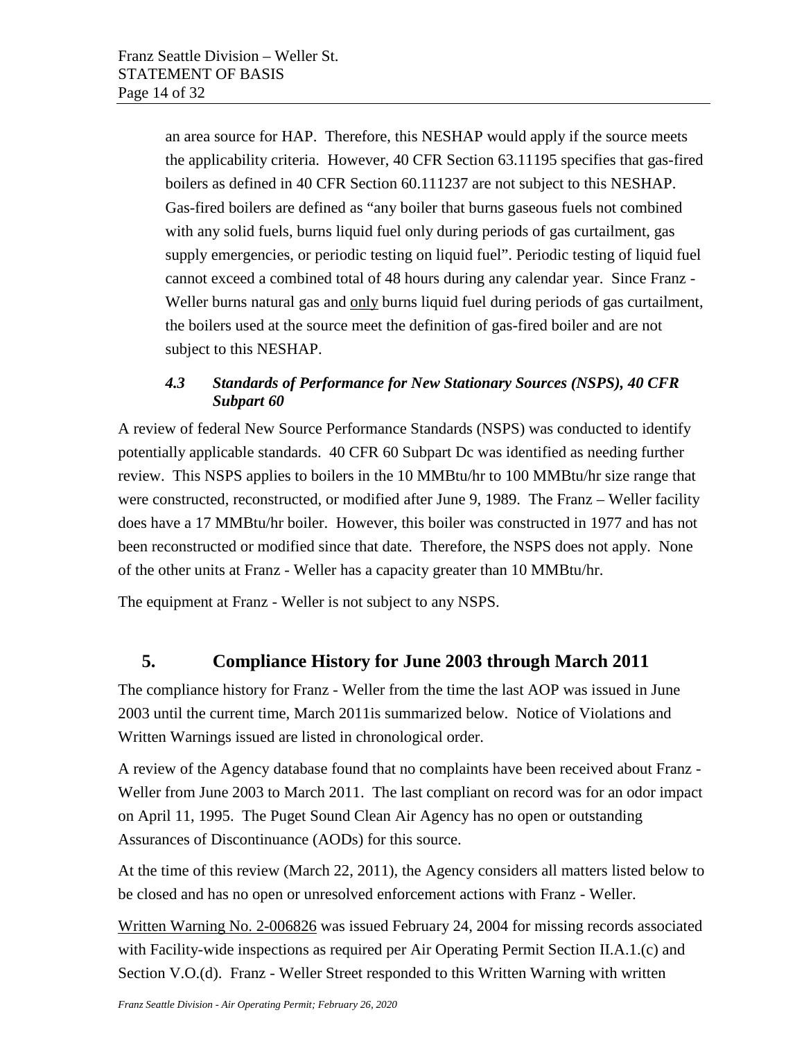an area source for HAP. Therefore, this NESHAP would apply if the source meets the applicability criteria. However, 40 CFR Section 63.11195 specifies that gas-fired boilers as defined in 40 CFR Section 60.111237 are not subject to this NESHAP. Gas-fired boilers are defined as "any boiler that burns gaseous fuels not combined with any solid fuels, burns liquid fuel only during periods of gas curtailment, gas supply emergencies, or periodic testing on liquid fuel". Periodic testing of liquid fuel cannot exceed a combined total of 48 hours during any calendar year. Since Franz - Weller burns natural gas and only burns liquid fuel during periods of gas curtailment, the boilers used at the source meet the definition of gas-fired boiler and are not subject to this NESHAP.

### *4.3 Standards of Performance for New Stationary Sources (NSPS), 40 CFR Subpart 60*

A review of federal New Source Performance Standards (NSPS) was conducted to identify potentially applicable standards. 40 CFR 60 Subpart Dc was identified as needing further review. This NSPS applies to boilers in the 10 MMBtu/hr to 100 MMBtu/hr size range that were constructed, reconstructed, or modified after June 9, 1989. The Franz – Weller facility does have a 17 MMBtu/hr boiler. However, this boiler was constructed in 1977 and has not been reconstructed or modified since that date. Therefore, the NSPS does not apply. None of the other units at Franz - Weller has a capacity greater than 10 MMBtu/hr.

The equipment at Franz - Weller is not subject to any NSPS.

## 5. Compliance History for June 2003 through March 2011

The compliance history for Franz - Weller from the time the last AOP was issued in June 2003 until the current time, March 2011is summarized below. Notice of Violations and Written Warnings issued are listed in chronological order.

A review of the Agency database found that no complaints have been received about Franz - Weller from June 2003 to March 2011. The last compliant on record was for an odor impact on April 11, 1995. The Puget Sound Clean Air Agency has no open or outstanding Assurances of Discontinuance (AODs) for this source.

At the time of this review (March 22, 2011), the Agency considers all matters listed below to be closed and has no open or unresolved enforcement actions with Franz - Weller.

Written Warning No. 2-006826 was issued February 24, 2004 for missing records associated with Facility-wide inspections as required per Air Operating Permit Section II.A.1.(c) and Section V.O.(d). Franz - Weller Street responded to this Written Warning with written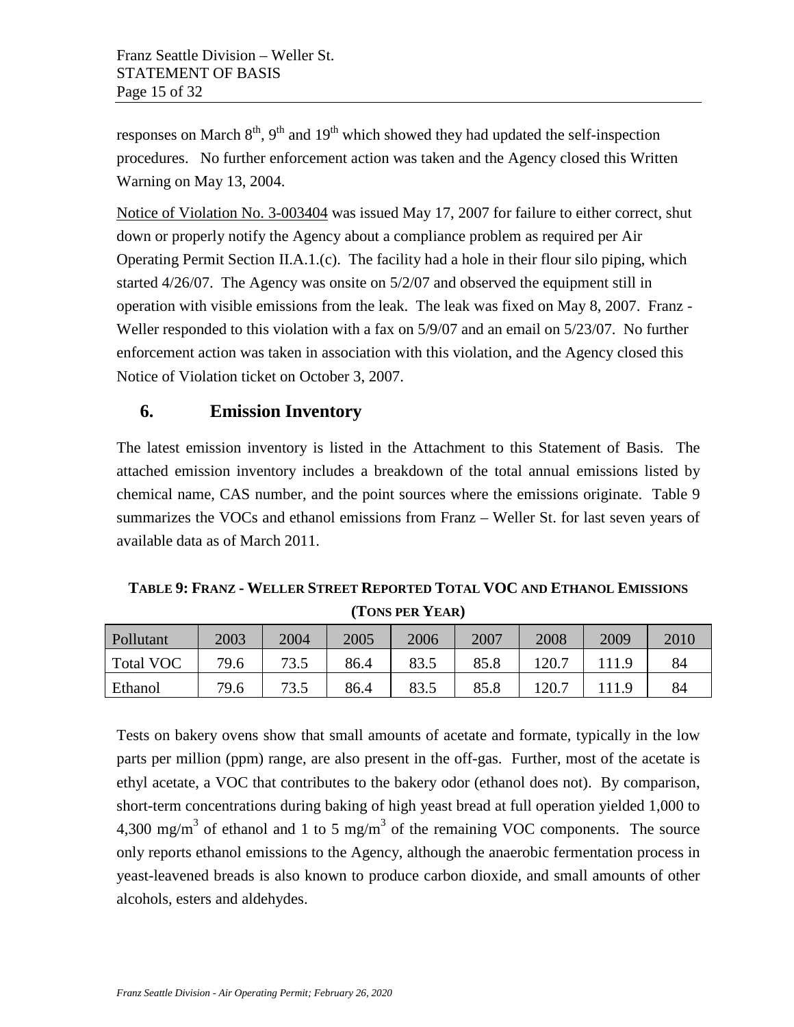responses on March 8th, 9th and 19th which showed they had updated the self-inspection procedures. No further enforcement action was taken and the Agency closed this Written Warning on May 13, 2004.

Notice of Violation No. 3-003404 was issued May 17, 2007 for failure to either correct, shut down or properly notify the Agency about a compliance problem as required per Air Operating Permit Section II.A.1.(c). The facility had a hole in their flour silo piping, which started 4/26/07. The Agency was onsite on 5/2/07 and observed the equipment still in operation with visible emissions from the leak. The leak was fixed on May 8, 2007. Franz - Weller responded to this violation with a fax on 5/9/07 and an email on 5/23/07. No further enforcement action was taken in association with this violation, and the Agency closed this Notice of Violation ticket on October 3, 2007.

## 6. Emission Inventory

The latest emission inventory is listed in the Attachment to this Statement of Basis. The attached emission inventory includes a breakdown of the total annual emissions listed by chemical name, CAS number, and the point sources where the emissions originate. Table 9 summarizes the VOCs and ethanol emissions from Franz – Weller St. for last seven years of available data as of March 2011.

**TABLE 9: FRANZ - WELLER STREET REPORTED TOTAL VOC AND ETHANOL EMISSIONS (TONS PER YEAR)**

| Pollutant | 2003 | 2004 | 2005 | 2006 | 2007 | 2008 | 2009 | 2010 |
|---|---|---|---|---|---|---|---|---|
| Total VOC | 79.6 | 73.5 | 86.4 | 83.5 | 85.8 | 120.7 | 111.9 | 84 |
| Ethanol | 79.6 | 73.5 | 86.4 | 83.5 | 85.8 | 120.7 | 111.9 | 84 |

Tests on bakery ovens show that small amounts of acetate and formate, typically in the low parts per million (ppm) range, are also present in the off-gas. Further, most of the acetate is ethyl acetate, a VOC that contributes to the bakery odor (ethanol does not). By comparison, short-term concentrations during baking of high yeast bread at full operation yielded 1,000 to 4,300 $mg/m^3$ of ethanol and 1 to 5 $mg/m^3$ of the remaining VOC components. The source only reports ethanol emissions to the Agency, although the anaerobic fermentation process in yeast-leavened breads is also known to produce carbon dioxide, and small amounts of other alcohols, esters and aldehydes.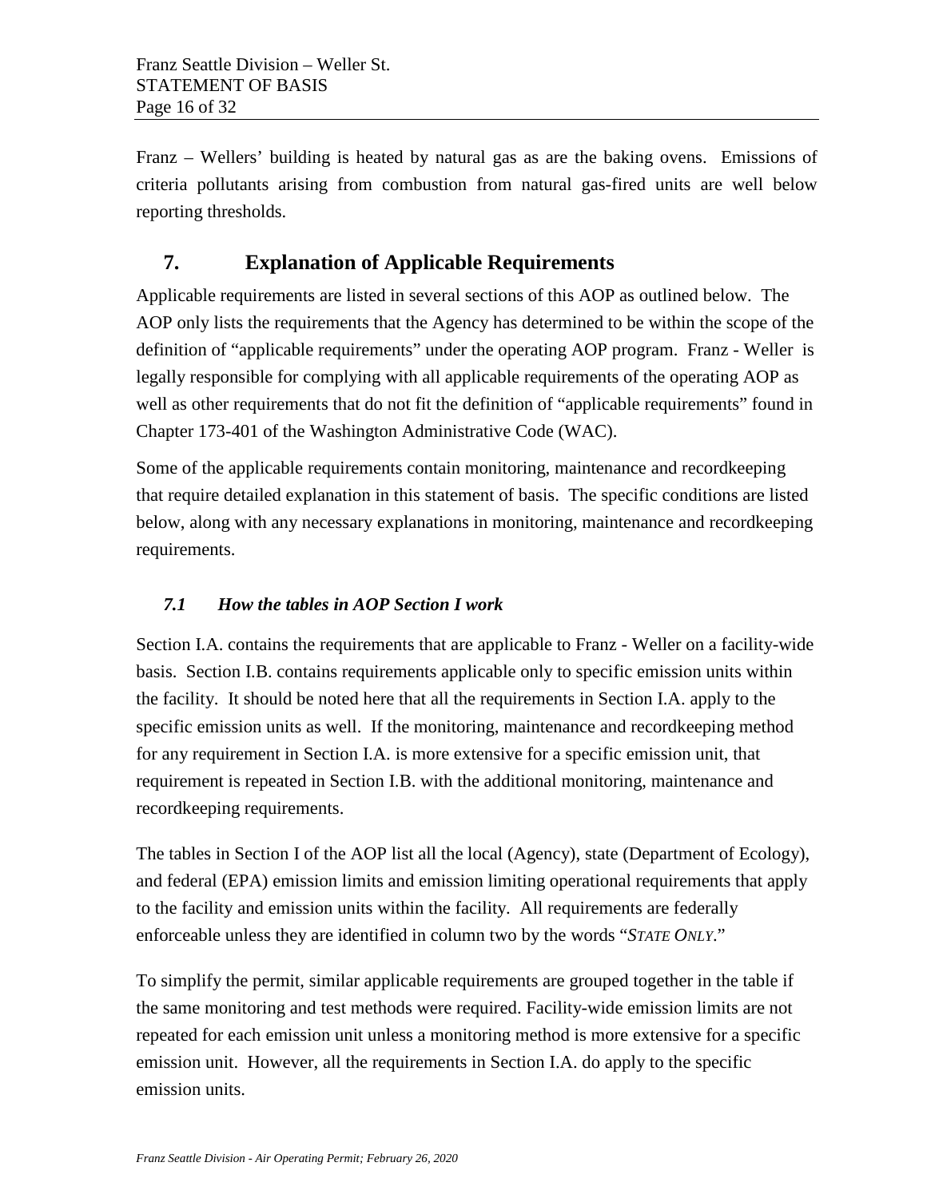Franz – Wellers' building is heated by natural gas as are the baking ovens. Emissions of criteria pollutants arising from combustion from natural gas-fired units are well below reporting thresholds.

## 7. Explanation of Applicable Requirements

Applicable requirements are listed in several sections of this AOP as outlined below. The AOP only lists the requirements that the Agency has determined to be within the scope of the definition of "applicable requirements" under the operating AOP program. Franz - Weller is legally responsible for complying with all applicable requirements of the operating AOP as well as other requirements that do not fit the definition of "applicable requirements" found in Chapter 173-401 of the Washington Administrative Code (WAC).

Some of the applicable requirements contain monitoring, maintenance and recordkeeping that require detailed explanation in this statement of basis. The specific conditions are listed below, along with any necessary explanations in monitoring, maintenance and recordkeeping requirements.

### *7.1 How the tables in AOP Section I work*

Section I.A. contains the requirements that are applicable to Franz - Weller on a facility-wide basis. Section I.B. contains requirements applicable only to specific emission units within the facility. It should be noted here that all the requirements in Section I.A. apply to the specific emission units as well. If the monitoring, maintenance and recordkeeping method for any requirement in Section I.A. is more extensive for a specific emission unit, that requirement is repeated in Section I.B. with the additional monitoring, maintenance and recordkeeping requirements.

The tables in Section I of the AOP list all the local (Agency), state (Department of Ecology), and federal (EPA) emission limits and emission limiting operational requirements that apply to the facility and emission units within the facility. All requirements are federally enforceable unless they are identified in column two by the words "*STATE ONLY*."

To simplify the permit, similar applicable requirements are grouped together in the table if the same monitoring and test methods were required. Facility-wide emission limits are not repeated for each emission unit unless a monitoring method is more extensive for a specific emission unit. However, all the requirements in Section I.A. do apply to the specific emission units.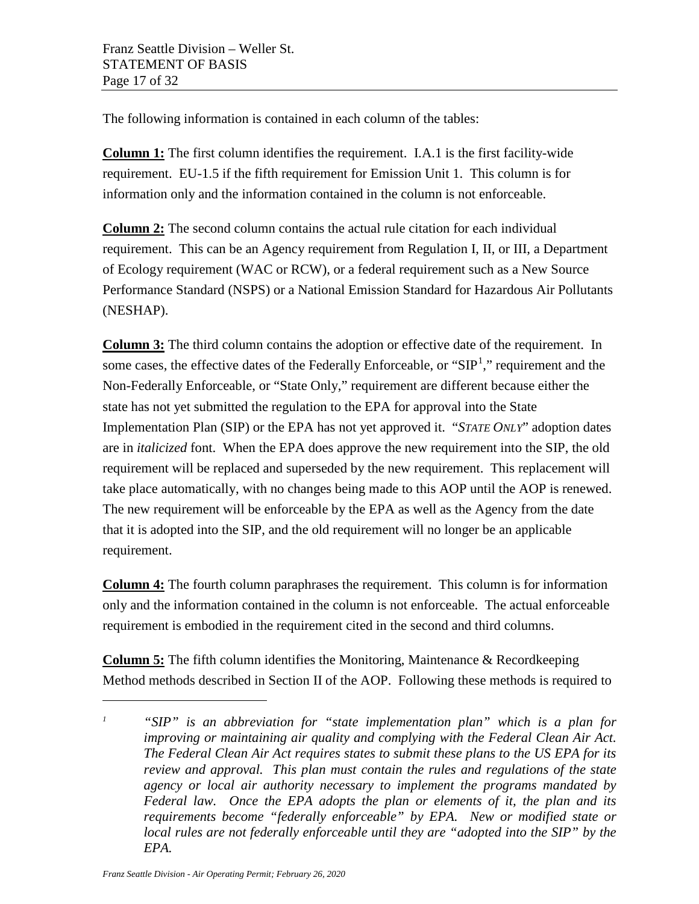The following information is contained in each column of the tables:

**Column 1:** The first column identifies the requirement. I.A.1 is the first facility-wide requirement. EU-1.5 if the fifth requirement for Emission Unit 1. This column is for information only and the information contained in the column is not enforceable.

**Column 2:** The second column contains the actual rule citation for each individual requirement. This can be an Agency requirement from Regulation I, II, or III, a Department of Ecology requirement (WAC or RCW), or a federal requirement such as a New Source Performance Standard (NSPS) or a National Emission Standard for Hazardous Air Pollutants (NESHAP).

**Column 3:** The third column contains the adoption or effective date of the requirement. In some cases, the effective dates of the Federally Enforceable, or "SIP[1]," requirement and the Non-Federally Enforceable, or "State Only," requirement are different because either the state has not yet submitted the regulation to the EPA for approval into the State Implementation Plan (SIP) or the EPA has not yet approved it. "*STATE ONLY*" adoption dates are in *italicized* font. When the EPA does approve the new requirement into the SIP, the old requirement will be replaced and superseded by the new requirement. This replacement will take place automatically, with no changes being made to this AOP until the AOP is renewed. The new requirement will be enforceable by the EPA as well as the Agency from the date that it is adopted into the SIP, and the old requirement will no longer be an applicable requirement.

**Column 4:** The fourth column paraphrases the requirement. This column is for information only and the information contained in the column is not enforceable. The actual enforceable requirement is embodied in the requirement cited in the second and third columns.

**Column 5:** The fifth column identifies the Monitoring, Maintenance & Recordkeeping Method methods described in Section II of the AOP. Following these methods is required to

---

[1] *"SIP" is an abbreviation for "state implementation plan" which is a plan for improving or maintaining air quality and complying with the Federal Clean Air Act. The Federal Clean Air Act requires states to submit these plans to the US EPA for its review and approval. This plan must contain the rules and regulations of the state agency or local air authority necessary to implement the programs mandated by Federal law. Once the EPA adopts the plan or elements of it, the plan and its requirements become "federally enforceable" by EPA. New or modified state or local rules are not federally enforceable until they are "adopted into the SIP" by the EPA.*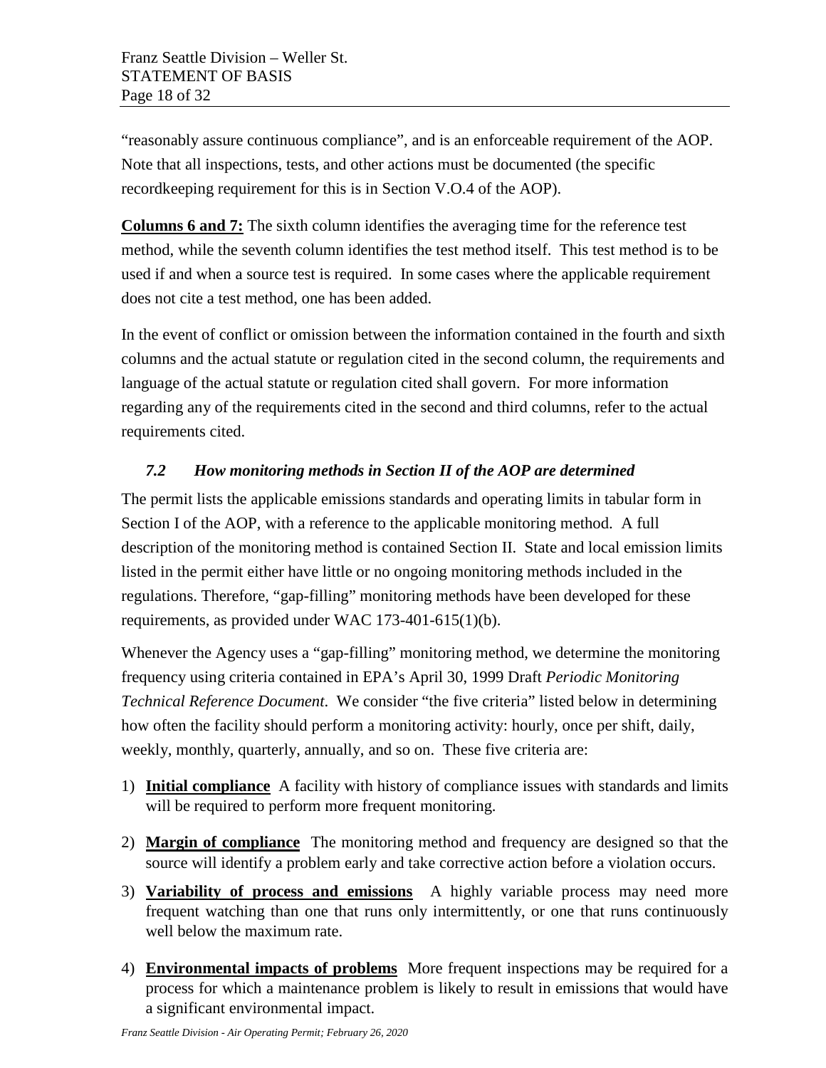"reasonably assure continuous compliance", and is an enforceable requirement of the AOP. Note that all inspections, tests, and other actions must be documented (the specific recordkeeping requirement for this is in Section V.O.4 of the AOP).

**Columns 6 and 7:** The sixth column identifies the averaging time for the reference test method, while the seventh column identifies the test method itself. This test method is to be used if and when a source test is required. In some cases where the applicable requirement does not cite a test method, one has been added.

In the event of conflict or omission between the information contained in the fourth and sixth columns and the actual statute or regulation cited in the second column, the requirements and language of the actual statute or regulation cited shall govern. For more information regarding any of the requirements cited in the second and third columns, refer to the actual requirements cited.

### *7.2 How monitoring methods in Section II of the AOP are determined*

The permit lists the applicable emissions standards and operating limits in tabular form in Section I of the AOP, with a reference to the applicable monitoring method. A full description of the monitoring method is contained Section II. State and local emission limits listed in the permit either have little or no ongoing monitoring methods included in the regulations. Therefore, "gap-filling" monitoring methods have been developed for these requirements, as provided under WAC 173-401-615(1)(b).

Whenever the Agency uses a "gap-filling" monitoring method, we determine the monitoring frequency using criteria contained in EPA's April 30, 1999 Draft *Periodic Monitoring Technical Reference Document*. We consider "the five criteria" listed below in determining how often the facility should perform a monitoring activity: hourly, once per shift, daily, weekly, monthly, quarterly, annually, and so on. These five criteria are:

1) **Initial compliance** A facility with history of compliance issues with standards and limits will be required to perform more frequent monitoring.
2) **Margin of compliance** The monitoring method and frequency are designed so that the source will identify a problem early and take corrective action before a violation occurs.
3) **Variability of process and emissions** A highly variable process may need more frequent watching than one that runs only intermittently, or one that runs continuously well below the maximum rate.
4) **Environmental impacts of problems** More frequent inspections may be required for a process for which a maintenance problem is likely to result in emissions that would have a significant environmental impact.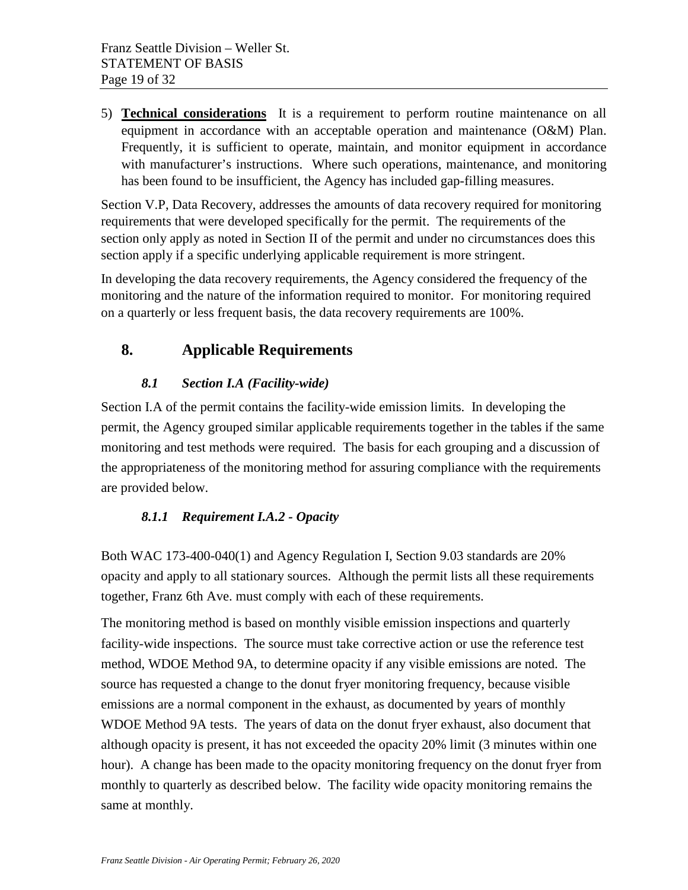5) **Technical considerations** It is a requirement to perform routine maintenance on all equipment in accordance with an acceptable operation and maintenance (O&M) Plan. Frequently, it is sufficient to operate, maintain, and monitor equipment in accordance with manufacturer's instructions. Where such operations, maintenance, and monitoring has been found to be insufficient, the Agency has included gap-filling measures.

Section V.P, Data Recovery, addresses the amounts of data recovery required for monitoring requirements that were developed specifically for the permit. The requirements of the section only apply as noted in Section II of the permit and under no circumstances does this section apply if a specific underlying applicable requirement is more stringent.

In developing the data recovery requirements, the Agency considered the frequency of the monitoring and the nature of the information required to monitor. For monitoring required on a quarterly or less frequent basis, the data recovery requirements are 100%.

# 8. Applicable Requirements

## *8.1 Section I.A (Facility-wide)*

Section I.A of the permit contains the facility-wide emission limits. In developing the permit, the Agency grouped similar applicable requirements together in the tables if the same monitoring and test methods were required. The basis for each grouping and a discussion of the appropriateness of the monitoring method for assuring compliance with the requirements are provided below.

### *8.1.1 Requirement I.A.2 - Opacity*

Both WAC 173-400-040(1) and Agency Regulation I, Section 9.03 standards are 20% opacity and apply to all stationary sources. Although the permit lists all these requirements together, Franz 6th Ave. must comply with each of these requirements.

The monitoring method is based on monthly visible emission inspections and quarterly facility-wide inspections. The source must take corrective action or use the reference test method, WDOE Method 9A, to determine opacity if any visible emissions are noted. The source has requested a change to the donut fryer monitoring frequency, because visible emissions are a normal component in the exhaust, as documented by years of monthly WDOE Method 9A tests. The years of data on the donut fryer exhaust, also document that although opacity is present, it has not exceeded the opacity 20% limit (3 minutes within one hour). A change has been made to the opacity monitoring frequency on the donut fryer from monthly to quarterly as described below. The facility wide opacity monitoring remains the same at monthly.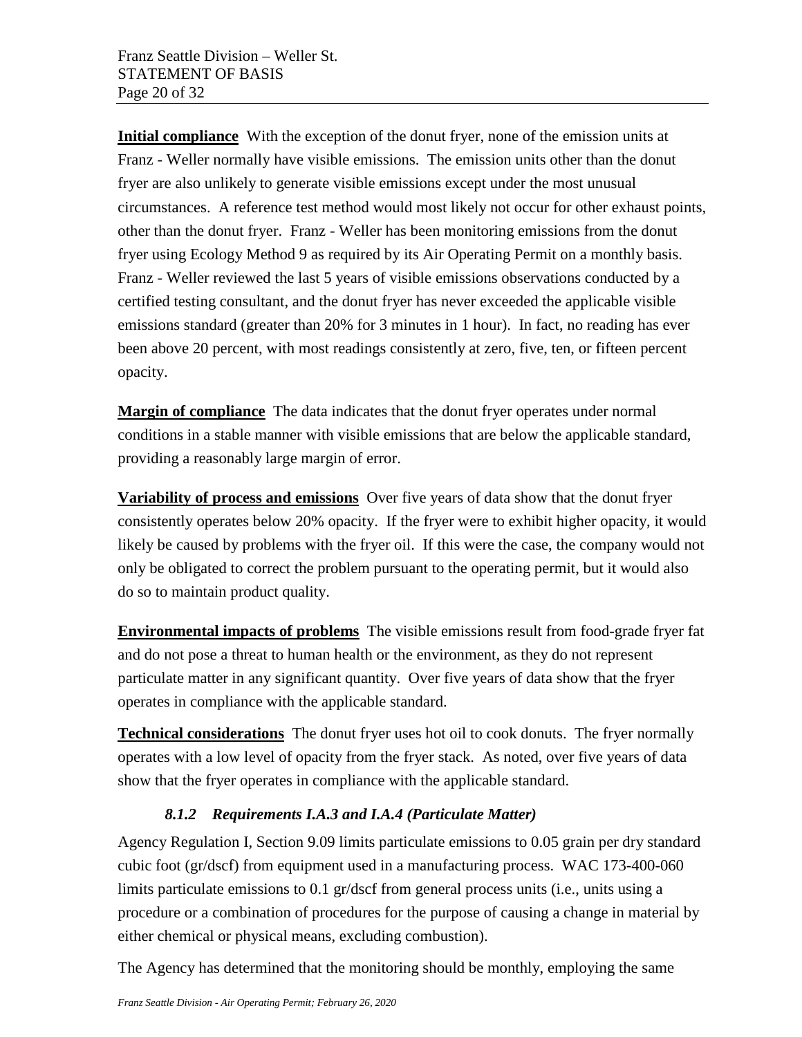**Initial compliance** With the exception of the donut fryer, none of the emission units at Franz - Weller normally have visible emissions. The emission units other than the donut fryer are also unlikely to generate visible emissions except under the most unusual circumstances. A reference test method would most likely not occur for other exhaust points, other than the donut fryer. Franz - Weller has been monitoring emissions from the donut fryer using Ecology Method 9 as required by its Air Operating Permit on a monthly basis. Franz - Weller reviewed the last 5 years of visible emissions observations conducted by a certified testing consultant, and the donut fryer has never exceeded the applicable visible emissions standard (greater than 20% for 3 minutes in 1 hour). In fact, no reading has ever been above 20 percent, with most readings consistently at zero, five, ten, or fifteen percent opacity.

**Margin of compliance** The data indicates that the donut fryer operates under normal conditions in a stable manner with visible emissions that are below the applicable standard, providing a reasonably large margin of error.

**Variability of process and emissions** Over five years of data show that the donut fryer consistently operates below 20% opacity. If the fryer were to exhibit higher opacity, it would likely be caused by problems with the fryer oil. If this were the case, the company would not only be obligated to correct the problem pursuant to the operating permit, but it would also do so to maintain product quality.

**Environmental impacts of problems** The visible emissions result from food-grade fryer fat and do not pose a threat to human health or the environment, as they do not represent particulate matter in any significant quantity. Over five years of data show that the fryer operates in compliance with the applicable standard.

**Technical considerations** The donut fryer uses hot oil to cook donuts. The fryer normally operates with a low level of opacity from the fryer stack. As noted, over five years of data show that the fryer operates in compliance with the applicable standard.

#### *8.1.2 Requirements I.A.3 and I.A.4 (Particulate Matter)*

Agency Regulation I, Section 9.09 limits particulate emissions to 0.05 grain per dry standard cubic foot (gr/dscf) from equipment used in a manufacturing process. WAC 173-400-060 limits particulate emissions to 0.1 gr/dscf from general process units (i.e., units using a procedure or a combination of procedures for the purpose of causing a change in material by either chemical or physical means, excluding combustion).

The Agency has determined that the monitoring should be monthly, employing the same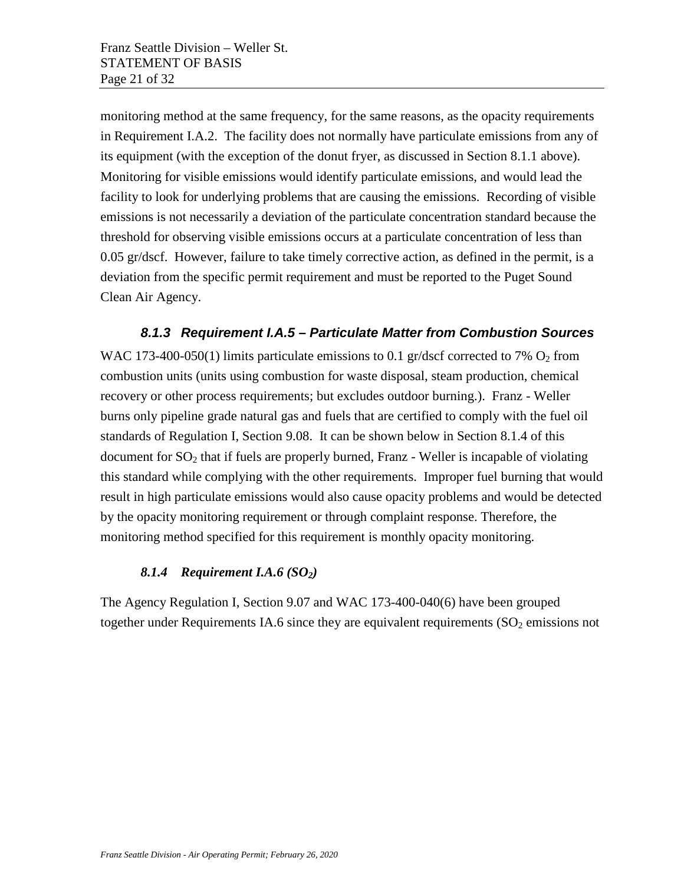monitoring method at the same frequency, for the same reasons, as the opacity requirements in Requirement I.A.2. The facility does not normally have particulate emissions from any of its equipment (with the exception of the donut fryer, as discussed in Section 8.1.1 above). Monitoring for visible emissions would identify particulate emissions, and would lead the facility to look for underlying problems that are causing the emissions. Recording of visible emissions is not necessarily a deviation of the particulate concentration standard because the threshold for observing visible emissions occurs at a particulate concentration of less than 0.05 gr/dscf. However, failure to take timely corrective action, as defined in the permit, is a deviation from the specific permit requirement and must be reported to the Puget Sound Clean Air Agency.

#### *8.1.3 Requirement I.A.5 – Particulate Matter from Combustion Sources*

WAC 173-400-050(1) limits particulate emissions to 0.1 gr/dscf corrected to 7% $O_2$ from combustion units (units using combustion for waste disposal, steam production, chemical recovery or other process requirements; but excludes outdoor burning.). Franz - Weller burns only pipeline grade natural gas and fuels that are certified to comply with the fuel oil standards of Regulation I, Section 9.08. It can be shown below in Section 8.1.4 of this document for $SO_2$ that if fuels are properly burned, Franz - Weller is incapable of violating this standard while complying with the other requirements. Improper fuel burning that would result in high particulate emissions would also cause opacity problems and would be detected by the opacity monitoring requirement or through complaint response. Therefore, the monitoring method specified for this requirement is monthly opacity monitoring.

#### *8.1.4 Requirement I.A.6 ($SO_2$)*

The Agency Regulation I, Section 9.07 and WAC 173-400-040(6) have been grouped together under Requirements IA.6 since they are equivalent requirements ($SO_2$ emissions not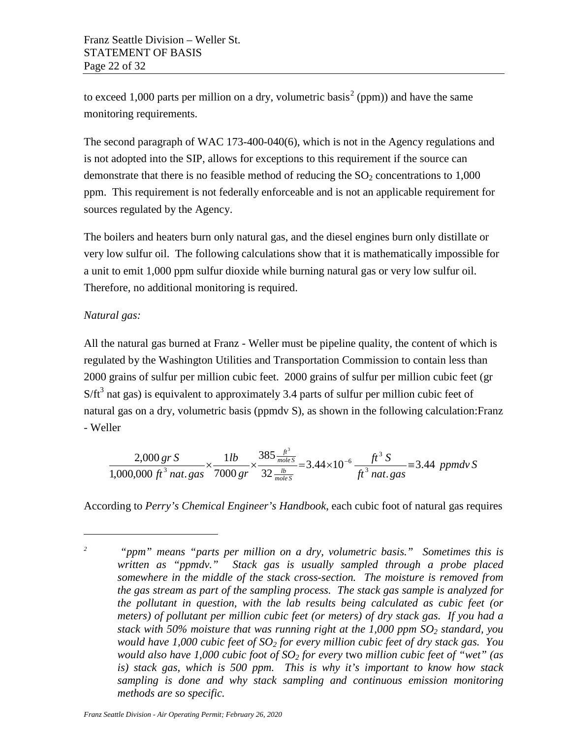to exceed 1,000 parts per million on a dry, volumetric basis[2] (ppm)) and have the same monitoring requirements.

The second paragraph of WAC 173-400-040(6), which is not in the Agency regulations and is not adopted into the SIP, allows for exceptions to this requirement if the source can demonstrate that there is no feasible method of reducing the $SO_2$ concentrations to 1,000 ppm. This requirement is not federally enforceable and is not an applicable requirement for sources regulated by the Agency.

The boilers and heaters burn only natural gas, and the diesel engines burn only distillate or very low sulfur oil. The following calculations show that it is mathematically impossible for a unit to emit 1,000 ppm sulfur dioxide while burning natural gas or very low sulfur oil. Therefore, no additional monitoring is required.

*Natural gas:*

All the natural gas burned at Franz - Weller must be pipeline quality, the content of which is regulated by the Washington Utilities and Transportation Commission to contain less than 2000 grains of sulfur per million cubic feet. 2000 grains of sulfur per million cubic feet (gr $S/ft^3$ nat gas) is equivalent to approximately 3.4 parts of sulfur per million cubic feet of natural gas on a dry, volumetric basis (ppmdv S), as shown in the following calculation:Franz - Weller

$$\frac{2{,}000\, gr\, S}{1{,}000{,}000\ ft^3\ nat.gas} \times \frac{1 lb}{7000\, gr} \times \frac{385 \frac{ft^3}{mole\, S}}{32 \frac{lb}{mole\, S}} = 3.44 \times 10^{-6} \frac{ft^3\ S}{ft^3\ nat.gas} \equiv 3.44\ ppmdv\, S$$

According to *Perry's Chemical Engineer's Handbook*, each cubic foot of natural gas requires

---

[2] *"ppm" means "parts per million on a dry, volumetric basis." Sometimes this is written as "ppmdv." Stack gas is usually sampled through a probe placed somewhere in the middle of the stack cross-section. The moisture is removed from the gas stream as part of the sampling process. The stack gas sample is analyzed for the pollutant in question, with the lab results being calculated as cubic feet (or meters) of pollutant per million cubic feet (or meters) of dry stack gas. If you had a stack with 50% moisture that was running right at the 1,000 ppm $SO_2$ standard, you would have 1,000 cubic feet of $SO_2$ for every million cubic feet of dry stack gas. You would also have 1,000 cubic foot of $SO_2$ for every* two *million cubic feet of "wet" (as is) stack gas, which is 500 ppm. This is why it's important to know how stack sampling is done and why stack sampling and continuous emission monitoring methods are so specific.*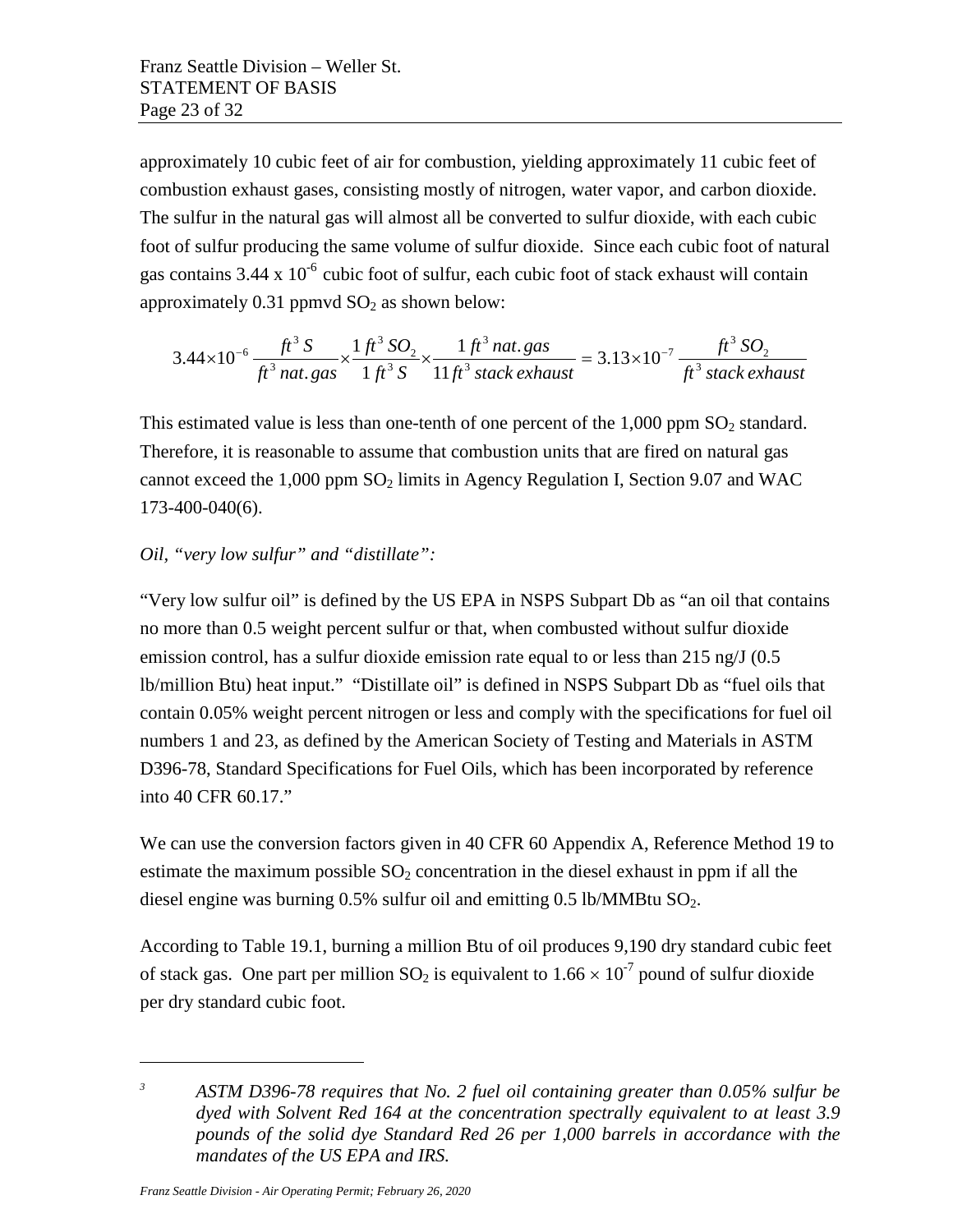approximately 10 cubic feet of air for combustion, yielding approximately 11 cubic feet of combustion exhaust gases, consisting mostly of nitrogen, water vapor, and carbon dioxide. The sulfur in the natural gas will almost all be converted to sulfur dioxide, with each cubic foot of sulfur producing the same volume of sulfur dioxide. Since each cubic foot of natural gas contains $3.44 \times 10^{-6}$ cubic foot of sulfur, each cubic foot of stack exhaust will contain approximately 0.31 ppmvd $SO_2$ as shown below:

$$3.44 \times 10^{-6} \frac{ft^3\, S}{ft^3\, nat.gas} \times \frac{1\, ft^3\, SO_2}{1\, ft^3\, S} \times \frac{1\, ft^3\, nat.gas}{11\, ft^3\, stack\, exhaust} = 3.13 \times 10^{-7} \frac{ft^3\, SO_2}{ft^3\, stack\, exhaust}$$

This estimated value is less than one-tenth of one percent of the 1,000 ppm $SO_2$ standard. Therefore, it is reasonable to assume that combustion units that are fired on natural gas cannot exceed the 1,000 ppm $SO_2$ limits in Agency Regulation I, Section 9.07 and WAC 173-400-040(6).

*Oil, "very low sulfur" and "distillate":*

"Very low sulfur oil" is defined by the US EPA in NSPS Subpart Db as "an oil that contains no more than 0.5 weight percent sulfur or that, when combusted without sulfur dioxide emission control, has a sulfur dioxide emission rate equal to or less than 215 ng/J (0.5 lb/million Btu) heat input." "Distillate oil" is defined in NSPS Subpart Db as "fuel oils that contain 0.05% weight percent nitrogen or less and comply with the specifications for fuel oil numbers 1 and 2[3], as defined by the American Society of Testing and Materials in ASTM D396-78, Standard Specifications for Fuel Oils, which has been incorporated by reference into 40 CFR 60.17."

We can use the conversion factors given in 40 CFR 60 Appendix A, Reference Method 19 to estimate the maximum possible $SO_2$ concentration in the diesel exhaust in ppm if all the diesel engine was burning 0.5% sulfur oil and emitting 0.5 lb/MMBtu $SO_2$.

According to Table 19.1, burning a million Btu of oil produces 9,190 dry standard cubic feet of stack gas. One part per million $SO_2$ is equivalent to $1.66 \times 10^{-7}$ pound of sulfur dioxide per dry standard cubic foot.

---

[3] *ASTM D396-78 requires that No. 2 fuel oil containing greater than 0.05% sulfur be dyed with Solvent Red 164 at the concentration spectrally equivalent to at least 3.9 pounds of the solid dye Standard Red 26 per 1,000 barrels in accordance with the mandates of the US EPA and IRS.*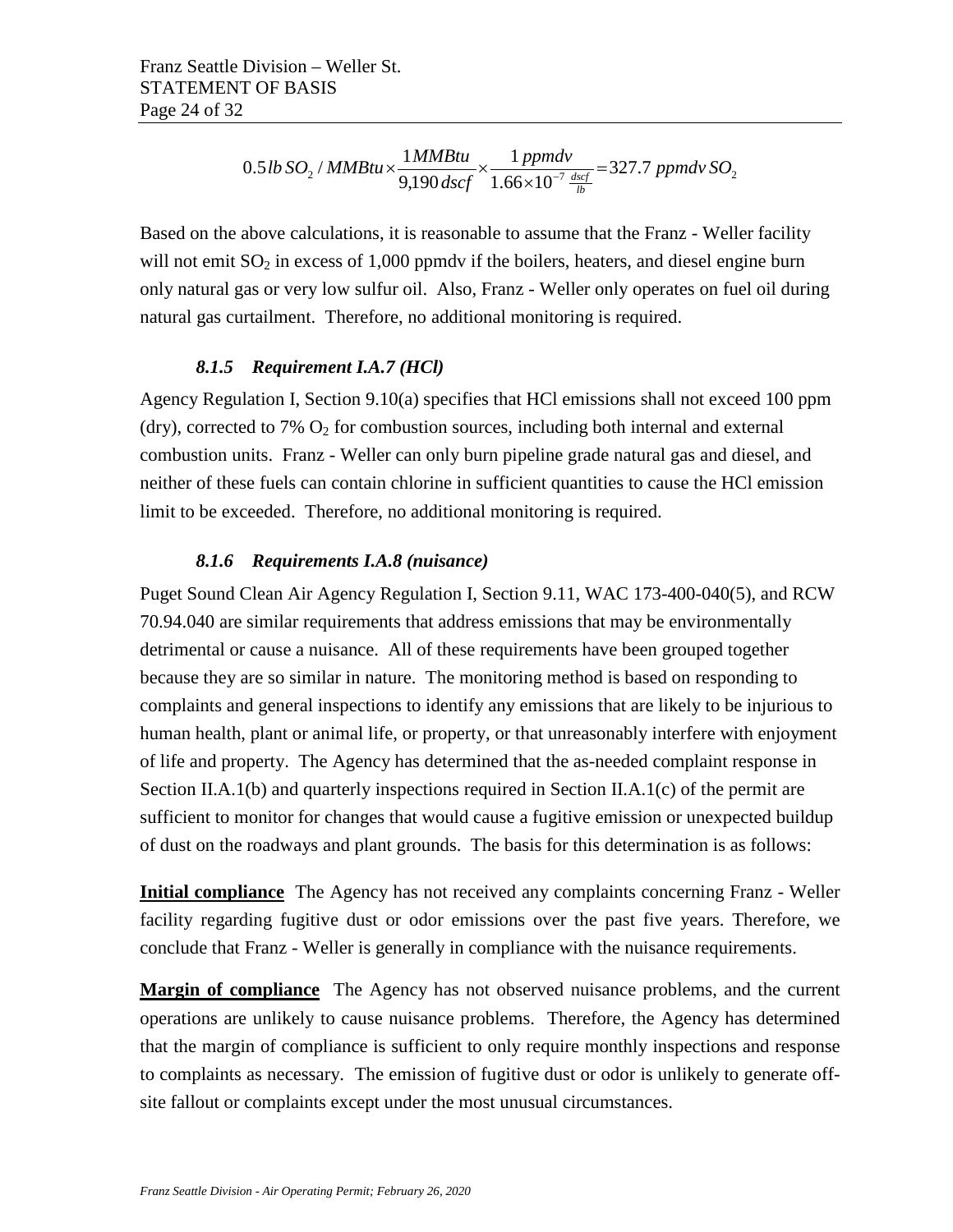$$0.5\,lb\,SO_2\,/\,MMBtu \times \frac{1\,MMBtu}{9{,}190\,dscf} \times \frac{1\,ppmdv}{1.66\times10^{-7}\,\frac{dscf}{lb}} = 327.7\,ppmdv\,SO_2$$

Based on the above calculations, it is reasonable to assume that the Franz - Weller facility will not emit $SO_2$ in excess of 1,000 ppmdv if the boilers, heaters, and diesel engine burn only natural gas or very low sulfur oil. Also, Franz - Weller only operates on fuel oil during natural gas curtailment. Therefore, no additional monitoring is required.

### *8.1.5 Requirement I.A.7 (HCl)*

Agency Regulation I, Section 9.10(a) specifies that HCl emissions shall not exceed 100 ppm (dry), corrected to 7% $O_2$ for combustion sources, including both internal and external combustion units. Franz - Weller can only burn pipeline grade natural gas and diesel, and neither of these fuels can contain chlorine in sufficient quantities to cause the HCl emission limit to be exceeded. Therefore, no additional monitoring is required.

### *8.1.6 Requirements I.A.8 (nuisance)*

Puget Sound Clean Air Agency Regulation I, Section 9.11, WAC 173-400-040(5), and RCW 70.94.040 are similar requirements that address emissions that may be environmentally detrimental or cause a nuisance. All of these requirements have been grouped together because they are so similar in nature. The monitoring method is based on responding to complaints and general inspections to identify any emissions that are likely to be injurious to human health, plant or animal life, or property, or that unreasonably interfere with enjoyment of life and property. The Agency has determined that the as-needed complaint response in Section II.A.1(b) and quarterly inspections required in Section II.A.1(c) of the permit are sufficient to monitor for changes that would cause a fugitive emission or unexpected buildup of dust on the roadways and plant grounds. The basis for this determination is as follows:

**Initial compliance** The Agency has not received any complaints concerning Franz - Weller facility regarding fugitive dust or odor emissions over the past five years. Therefore, we conclude that Franz - Weller is generally in compliance with the nuisance requirements.

**Margin of compliance** The Agency has not observed nuisance problems, and the current operations are unlikely to cause nuisance problems. Therefore, the Agency has determined that the margin of compliance is sufficient to only require monthly inspections and response to complaints as necessary. The emission of fugitive dust or odor is unlikely to generate off-site fallout or complaints except under the most unusual circumstances.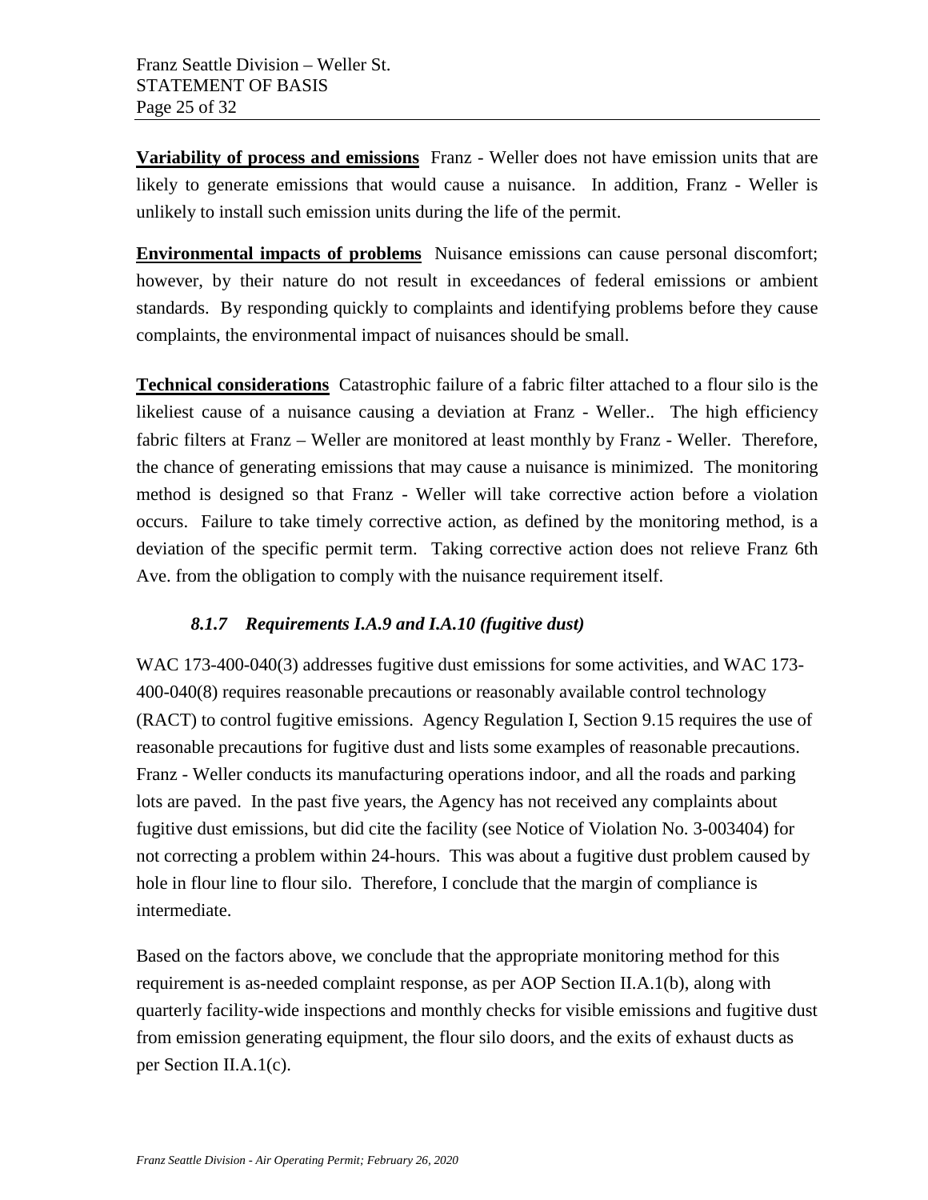**Variability of process and emissions** Franz - Weller does not have emission units that are likely to generate emissions that would cause a nuisance. In addition, Franz - Weller is unlikely to install such emission units during the life of the permit.

**Environmental impacts of problems** Nuisance emissions can cause personal discomfort; however, by their nature do not result in exceedances of federal emissions or ambient standards. By responding quickly to complaints and identifying problems before they cause complaints, the environmental impact of nuisances should be small.

**Technical considerations** Catastrophic failure of a fabric filter attached to a flour silo is the likeliest cause of a nuisance causing a deviation at Franz - Weller.. The high efficiency fabric filters at Franz – Weller are monitored at least monthly by Franz - Weller. Therefore, the chance of generating emissions that may cause a nuisance is minimized. The monitoring method is designed so that Franz - Weller will take corrective action before a violation occurs. Failure to take timely corrective action, as defined by the monitoring method, is a deviation of the specific permit term. Taking corrective action does not relieve Franz 6th Ave. from the obligation to comply with the nuisance requirement itself.

### *8.1.7 Requirements I.A.9 and I.A.10 (fugitive dust)*

WAC 173-400-040(3) addresses fugitive dust emissions for some activities, and WAC 173-400-040(8) requires reasonable precautions or reasonably available control technology (RACT) to control fugitive emissions. Agency Regulation I, Section 9.15 requires the use of reasonable precautions for fugitive dust and lists some examples of reasonable precautions. Franz - Weller conducts its manufacturing operations indoor, and all the roads and parking lots are paved. In the past five years, the Agency has not received any complaints about fugitive dust emissions, but did cite the facility (see Notice of Violation No. 3-003404) for not correcting a problem within 24-hours. This was about a fugitive dust problem caused by hole in flour line to flour silo. Therefore, I conclude that the margin of compliance is intermediate.

Based on the factors above, we conclude that the appropriate monitoring method for this requirement is as-needed complaint response, as per AOP Section II.A.1(b), along with quarterly facility-wide inspections and monthly checks for visible emissions and fugitive dust from emission generating equipment, the flour silo doors, and the exits of exhaust ducts as per Section II.A.1(c).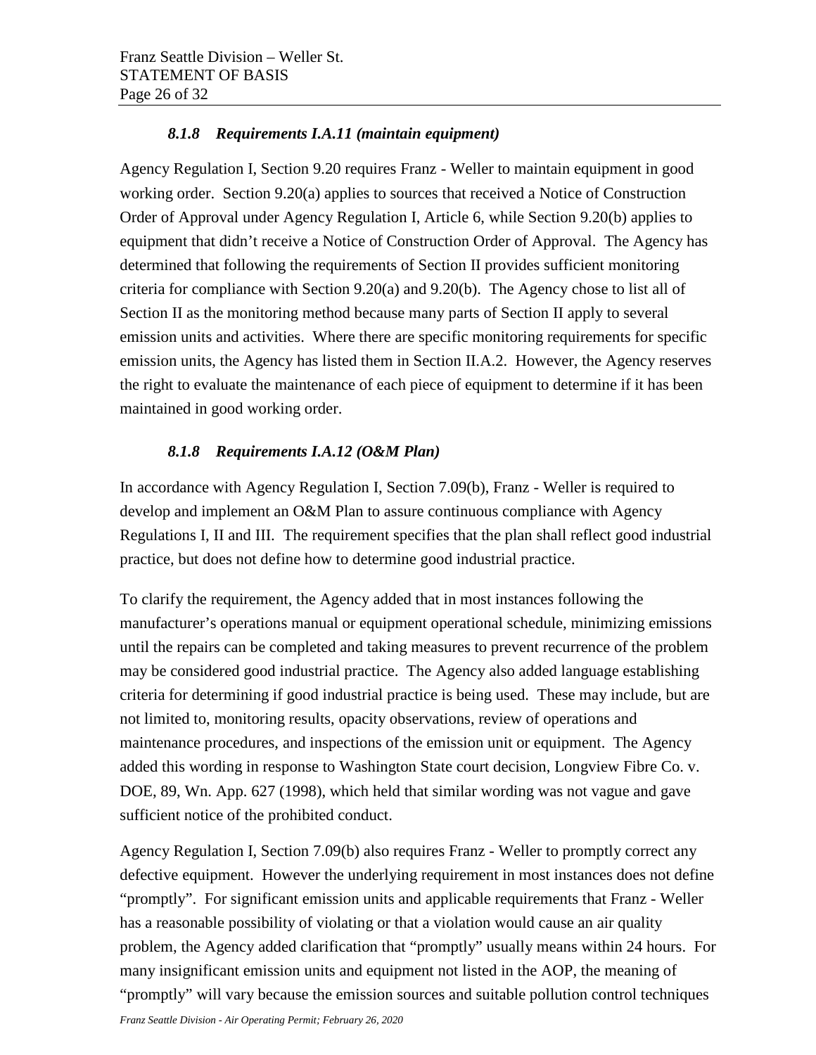### *8.1.8 Requirements I.A.11 (maintain equipment)*

Agency Regulation I, Section 9.20 requires Franz - Weller to maintain equipment in good working order. Section 9.20(a) applies to sources that received a Notice of Construction Order of Approval under Agency Regulation I, Article 6, while Section 9.20(b) applies to equipment that didn't receive a Notice of Construction Order of Approval. The Agency has determined that following the requirements of Section II provides sufficient monitoring criteria for compliance with Section 9.20(a) and 9.20(b). The Agency chose to list all of Section II as the monitoring method because many parts of Section II apply to several emission units and activities. Where there are specific monitoring requirements for specific emission units, the Agency has listed them in Section II.A.2. However, the Agency reserves the right to evaluate the maintenance of each piece of equipment to determine if it has been maintained in good working order.

### *8.1.8 Requirements I.A.12 (O&M Plan)*

In accordance with Agency Regulation I, Section 7.09(b), Franz - Weller is required to develop and implement an O&M Plan to assure continuous compliance with Agency Regulations I, II and III. The requirement specifies that the plan shall reflect good industrial practice, but does not define how to determine good industrial practice.

To clarify the requirement, the Agency added that in most instances following the manufacturer's operations manual or equipment operational schedule, minimizing emissions until the repairs can be completed and taking measures to prevent recurrence of the problem may be considered good industrial practice. The Agency also added language establishing criteria for determining if good industrial practice is being used. These may include, but are not limited to, monitoring results, opacity observations, review of operations and maintenance procedures, and inspections of the emission unit or equipment. The Agency added this wording in response to Washington State court decision, Longview Fibre Co. v. DOE, 89, Wn. App. 627 (1998), which held that similar wording was not vague and gave sufficient notice of the prohibited conduct.

Agency Regulation I, Section 7.09(b) also requires Franz - Weller to promptly correct any defective equipment. However the underlying requirement in most instances does not define "promptly". For significant emission units and applicable requirements that Franz - Weller has a reasonable possibility of violating or that a violation would cause an air quality problem, the Agency added clarification that "promptly" usually means within 24 hours. For many insignificant emission units and equipment not listed in the AOP, the meaning of "promptly" will vary because the emission sources and suitable pollution control techniques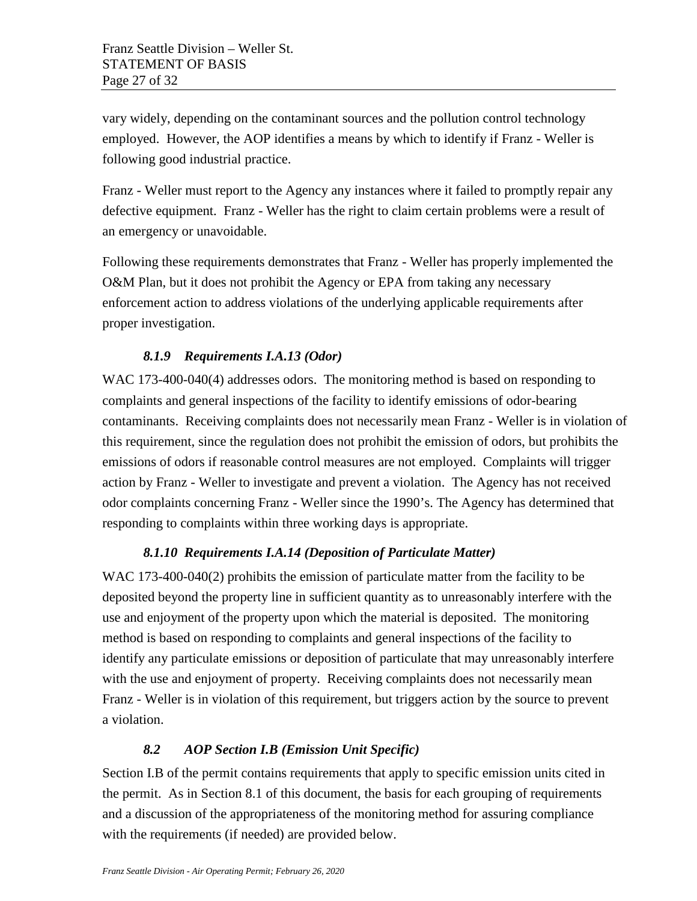vary widely, depending on the contaminant sources and the pollution control technology employed. However, the AOP identifies a means by which to identify if Franz - Weller is following good industrial practice.

Franz - Weller must report to the Agency any instances where it failed to promptly repair any defective equipment. Franz - Weller has the right to claim certain problems were a result of an emergency or unavoidable.

Following these requirements demonstrates that Franz - Weller has properly implemented the O&M Plan, but it does not prohibit the Agency or EPA from taking any necessary enforcement action to address violations of the underlying applicable requirements after proper investigation.

### *8.1.9 Requirements I.A.13 (Odor)*

WAC 173-400-040(4) addresses odors. The monitoring method is based on responding to complaints and general inspections of the facility to identify emissions of odor-bearing contaminants. Receiving complaints does not necessarily mean Franz - Weller is in violation of this requirement, since the regulation does not prohibit the emission of odors, but prohibits the emissions of odors if reasonable control measures are not employed. Complaints will trigger action by Franz - Weller to investigate and prevent a violation. The Agency has not received odor complaints concerning Franz - Weller since the 1990's. The Agency has determined that responding to complaints within three working days is appropriate.

### *8.1.10 Requirements I.A.14 (Deposition of Particulate Matter)*

WAC 173-400-040(2) prohibits the emission of particulate matter from the facility to be deposited beyond the property line in sufficient quantity as to unreasonably interfere with the use and enjoyment of the property upon which the material is deposited. The monitoring method is based on responding to complaints and general inspections of the facility to identify any particulate emissions or deposition of particulate that may unreasonably interfere with the use and enjoyment of property. Receiving complaints does not necessarily mean Franz - Weller is in violation of this requirement, but triggers action by the source to prevent a violation.

## *8.2 AOP Section I.B (Emission Unit Specific)*

Section I.B of the permit contains requirements that apply to specific emission units cited in the permit. As in Section 8.1 of this document, the basis for each grouping of requirements and a discussion of the appropriateness of the monitoring method for assuring compliance with the requirements (if needed) are provided below.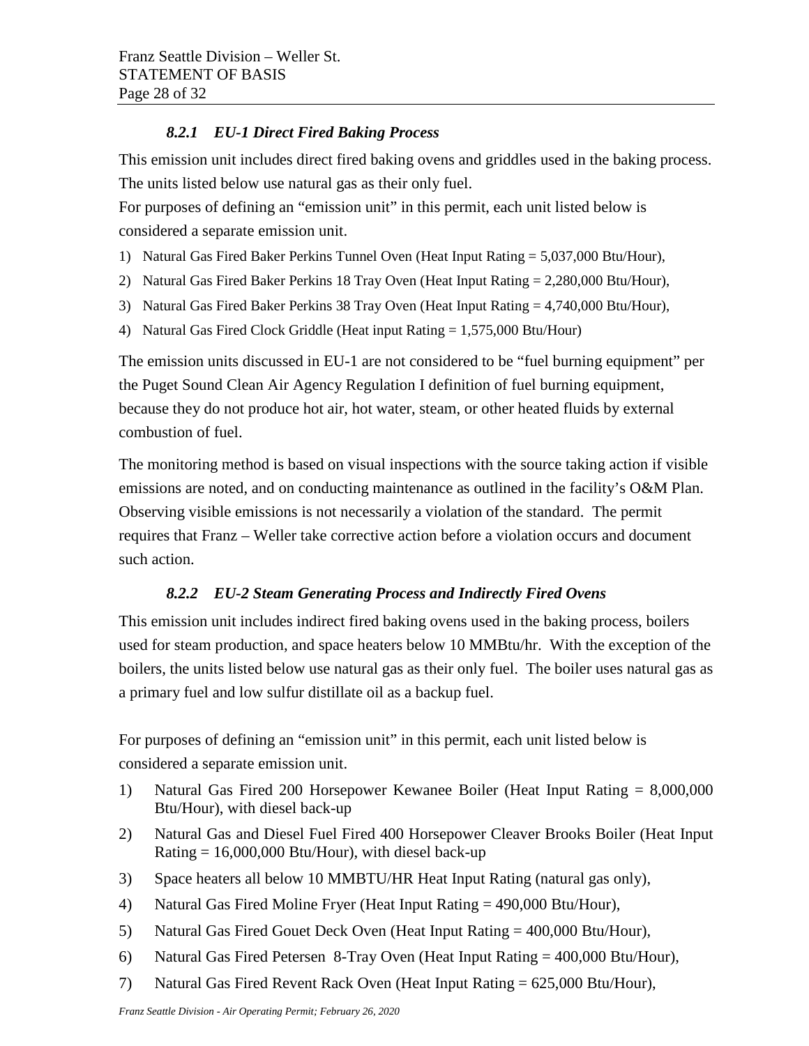### *8.2.1 EU-1 Direct Fired Baking Process*

This emission unit includes direct fired baking ovens and griddles used in the baking process. The units listed below use natural gas as their only fuel.

For purposes of defining an "emission unit" in this permit, each unit listed below is considered a separate emission unit.

1) Natural Gas Fired Baker Perkins Tunnel Oven (Heat Input Rating = 5,037,000 Btu/Hour),
2) Natural Gas Fired Baker Perkins 18 Tray Oven (Heat Input Rating = 2,280,000 Btu/Hour),
3) Natural Gas Fired Baker Perkins 38 Tray Oven (Heat Input Rating = 4,740,000 Btu/Hour),
4) Natural Gas Fired Clock Griddle (Heat input Rating = 1,575,000 Btu/Hour)

The emission units discussed in EU-1 are not considered to be "fuel burning equipment" per the Puget Sound Clean Air Agency Regulation I definition of fuel burning equipment, because they do not produce hot air, hot water, steam, or other heated fluids by external combustion of fuel.

The monitoring method is based on visual inspections with the source taking action if visible emissions are noted, and on conducting maintenance as outlined in the facility's O&M Plan. Observing visible emissions is not necessarily a violation of the standard. The permit requires that Franz – Weller take corrective action before a violation occurs and document such action.

### *8.2.2 EU-2 Steam Generating Process and Indirectly Fired Ovens*

This emission unit includes indirect fired baking ovens used in the baking process, boilers used for steam production, and space heaters below 10 MMBtu/hr. With the exception of the boilers, the units listed below use natural gas as their only fuel. The boiler uses natural gas as a primary fuel and low sulfur distillate oil as a backup fuel.

For purposes of defining an "emission unit" in this permit, each unit listed below is considered a separate emission unit.

1) Natural Gas Fired 200 Horsepower Kewanee Boiler (Heat Input Rating = 8,000,000 Btu/Hour), with diesel back-up
2) Natural Gas and Diesel Fuel Fired 400 Horsepower Cleaver Brooks Boiler (Heat Input Rating = 16,000,000 Btu/Hour), with diesel back-up
3) Space heaters all below 10 MMBTU/HR Heat Input Rating (natural gas only),
4) Natural Gas Fired Moline Fryer (Heat Input Rating = 490,000 Btu/Hour),
5) Natural Gas Fired Gouet Deck Oven (Heat Input Rating = 400,000 Btu/Hour),
6) Natural Gas Fired Petersen 8-Tray Oven (Heat Input Rating = 400,000 Btu/Hour),
7) Natural Gas Fired Revent Rack Oven (Heat Input Rating = 625,000 Btu/Hour),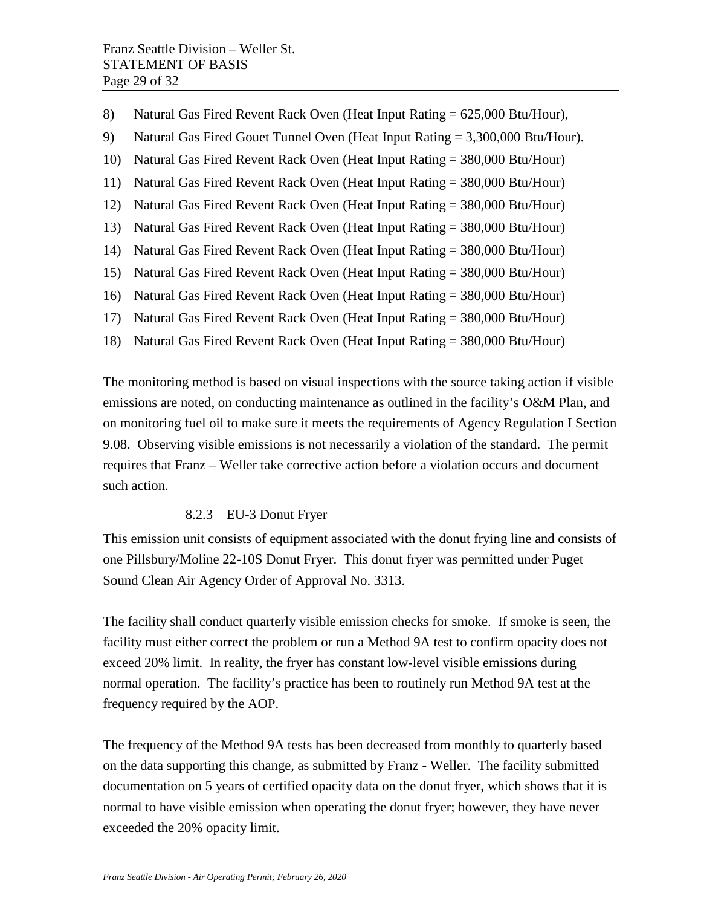8) Natural Gas Fired Revent Rack Oven (Heat Input Rating = 625,000 Btu/Hour),
9) Natural Gas Fired Gouet Tunnel Oven (Heat Input Rating = 3,300,000 Btu/Hour).
10) Natural Gas Fired Revent Rack Oven (Heat Input Rating = 380,000 Btu/Hour)
11) Natural Gas Fired Revent Rack Oven (Heat Input Rating = 380,000 Btu/Hour)
12) Natural Gas Fired Revent Rack Oven (Heat Input Rating = 380,000 Btu/Hour)
13) Natural Gas Fired Revent Rack Oven (Heat Input Rating = 380,000 Btu/Hour)
14) Natural Gas Fired Revent Rack Oven (Heat Input Rating = 380,000 Btu/Hour)
15) Natural Gas Fired Revent Rack Oven (Heat Input Rating = 380,000 Btu/Hour)
16) Natural Gas Fired Revent Rack Oven (Heat Input Rating = 380,000 Btu/Hour)
17) Natural Gas Fired Revent Rack Oven (Heat Input Rating = 380,000 Btu/Hour)
18) Natural Gas Fired Revent Rack Oven (Heat Input Rating = 380,000 Btu/Hour)

The monitoring method is based on visual inspections with the source taking action if visible emissions are noted, on conducting maintenance as outlined in the facility's O&M Plan, and on monitoring fuel oil to make sure it meets the requirements of Agency Regulation I Section 9.08. Observing visible emissions is not necessarily a violation of the standard. The permit requires that Franz – Weller take corrective action before a violation occurs and document such action.

#### 8.2.3 EU-3 Donut Fryer

This emission unit consists of equipment associated with the donut frying line and consists of one Pillsbury/Moline 22-10S Donut Fryer. This donut fryer was permitted under Puget Sound Clean Air Agency Order of Approval No. 3313.

The facility shall conduct quarterly visible emission checks for smoke. If smoke is seen, the facility must either correct the problem or run a Method 9A test to confirm opacity does not exceed 20% limit. In reality, the fryer has constant low-level visible emissions during normal operation. The facility's practice has been to routinely run Method 9A test at the frequency required by the AOP.

The frequency of the Method 9A tests has been decreased from monthly to quarterly based on the data supporting this change, as submitted by Franz - Weller. The facility submitted documentation on 5 years of certified opacity data on the donut fryer, which shows that it is normal to have visible emission when operating the donut fryer; however, they have never exceeded the 20% opacity limit.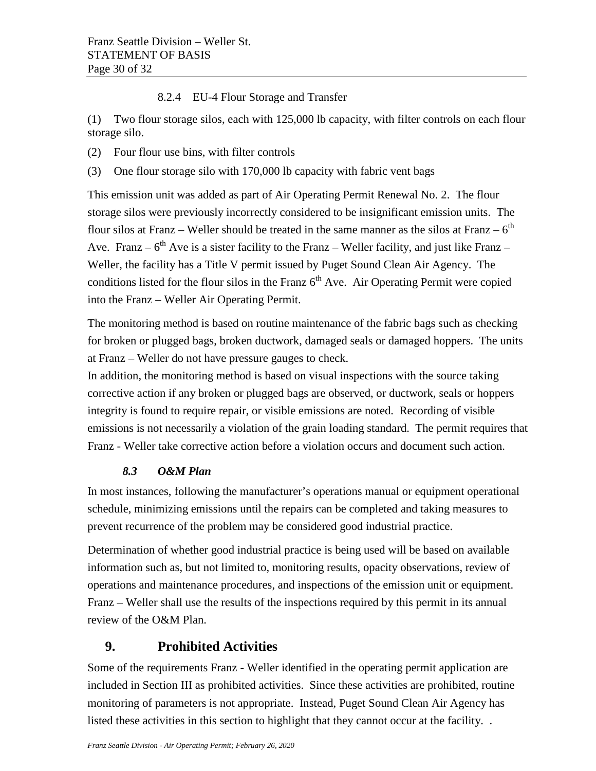#### 8.2.4 EU-4 Flour Storage and Transfer

(1) Two flour storage silos, each with 125,000 lb capacity, with filter controls on each flour storage silo.

(2) Four flour use bins, with filter controls

(3) One flour storage silo with 170,000 lb capacity with fabric vent bags

This emission unit was added as part of Air Operating Permit Renewal No. 2. The flour storage silos were previously incorrectly considered to be insignificant emission units. The flour silos at Franz – Weller should be treated in the same manner as the silos at Franz – 6th Ave. Franz – 6th Ave is a sister facility to the Franz – Weller facility, and just like Franz – Weller, the facility has a Title V permit issued by Puget Sound Clean Air Agency. The conditions listed for the flour silos in the Franz 6th Ave. Air Operating Permit were copied into the Franz – Weller Air Operating Permit.

The monitoring method is based on routine maintenance of the fabric bags such as checking for broken or plugged bags, broken ductwork, damaged seals or damaged hoppers. The units at Franz – Weller do not have pressure gauges to check.

In addition, the monitoring method is based on visual inspections with the source taking corrective action if any broken or plugged bags are observed, or ductwork, seals or hoppers integrity is found to require repair, or visible emissions are noted. Recording of visible emissions is not necessarily a violation of the grain loading standard. The permit requires that Franz - Weller take corrective action before a violation occurs and document such action.

### *8.3 O&M Plan*

In most instances, following the manufacturer's operations manual or equipment operational schedule, minimizing emissions until the repairs can be completed and taking measures to prevent recurrence of the problem may be considered good industrial practice.

Determination of whether good industrial practice is being used will be based on available information such as, but not limited to, monitoring results, opacity observations, review of operations and maintenance procedures, and inspections of the emission unit or equipment. Franz – Weller shall use the results of the inspections required by this permit in its annual review of the O&M Plan.

## 9. Prohibited Activities

Some of the requirements Franz - Weller identified in the operating permit application are included in Section III as prohibited activities. Since these activities are prohibited, routine monitoring of parameters is not appropriate. Instead, Puget Sound Clean Air Agency has listed these activities in this section to highlight that they cannot occur at the facility. .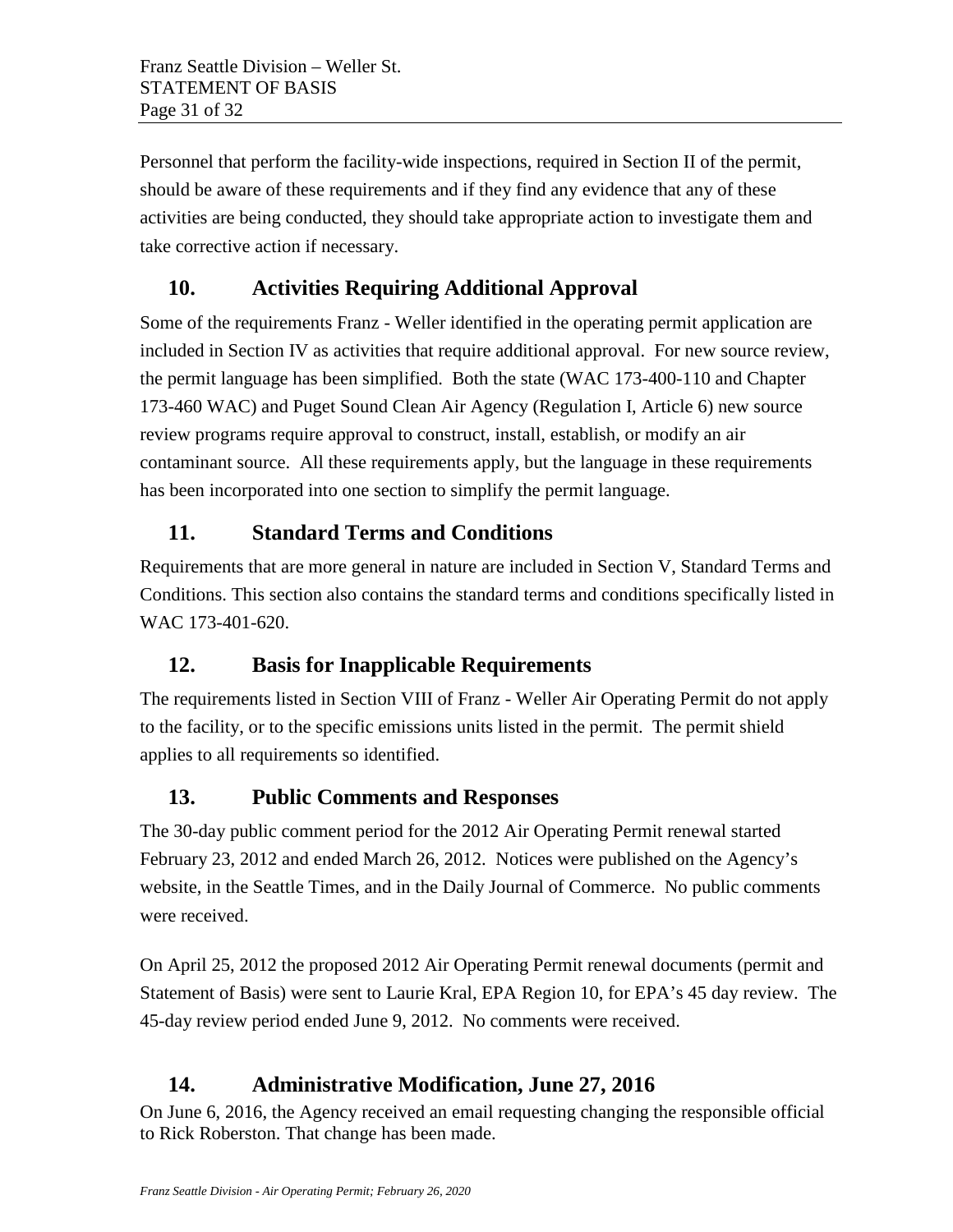Personnel that perform the facility-wide inspections, required in Section II of the permit, should be aware of these requirements and if they find any evidence that any of these activities are being conducted, they should take appropriate action to investigate them and take corrective action if necessary.

## 10. Activities Requiring Additional Approval

Some of the requirements Franz - Weller identified in the operating permit application are included in Section IV as activities that require additional approval. For new source review, the permit language has been simplified. Both the state (WAC 173-400-110 and Chapter 173-460 WAC) and Puget Sound Clean Air Agency (Regulation I, Article 6) new source review programs require approval to construct, install, establish, or modify an air contaminant source. All these requirements apply, but the language in these requirements has been incorporated into one section to simplify the permit language.

## 11. Standard Terms and Conditions

Requirements that are more general in nature are included in Section V, Standard Terms and Conditions. This section also contains the standard terms and conditions specifically listed in WAC 173-401-620.

## 12. Basis for Inapplicable Requirements

The requirements listed in Section VIII of Franz - Weller Air Operating Permit do not apply to the facility, or to the specific emissions units listed in the permit. The permit shield applies to all requirements so identified.

## 13. Public Comments and Responses

The 30-day public comment period for the 2012 Air Operating Permit renewal started February 23, 2012 and ended March 26, 2012. Notices were published on the Agency's website, in the Seattle Times, and in the Daily Journal of Commerce. No public comments were received.

On April 25, 2012 the proposed 2012 Air Operating Permit renewal documents (permit and Statement of Basis) were sent to Laurie Kral, EPA Region 10, for EPA's 45 day review. The 45-day review period ended June 9, 2012. No comments were received.

## 14. Administrative Modification, June 27, 2016

On June 6, 2016, the Agency received an email requesting changing the responsible official to Rick Roberston. That change has been made.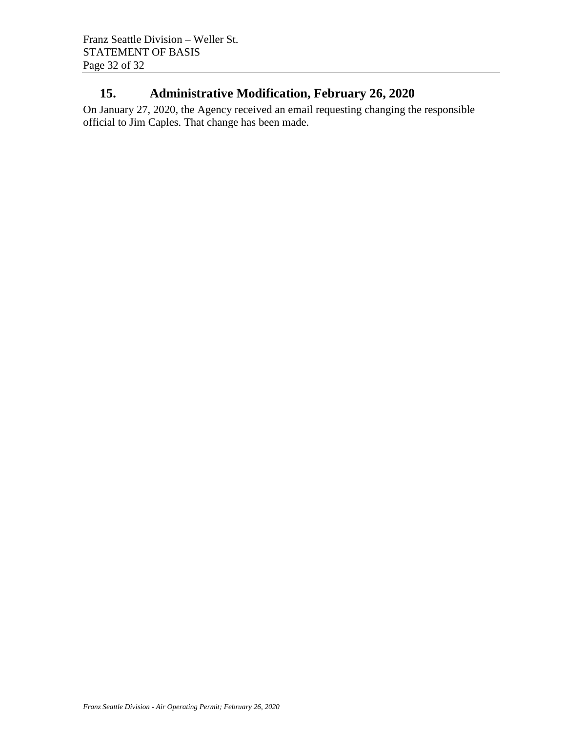## 15. Administrative Modification, February 26, 2020

On January 27, 2020, the Agency received an email requesting changing the responsible official to Jim Caples. That change has been made.